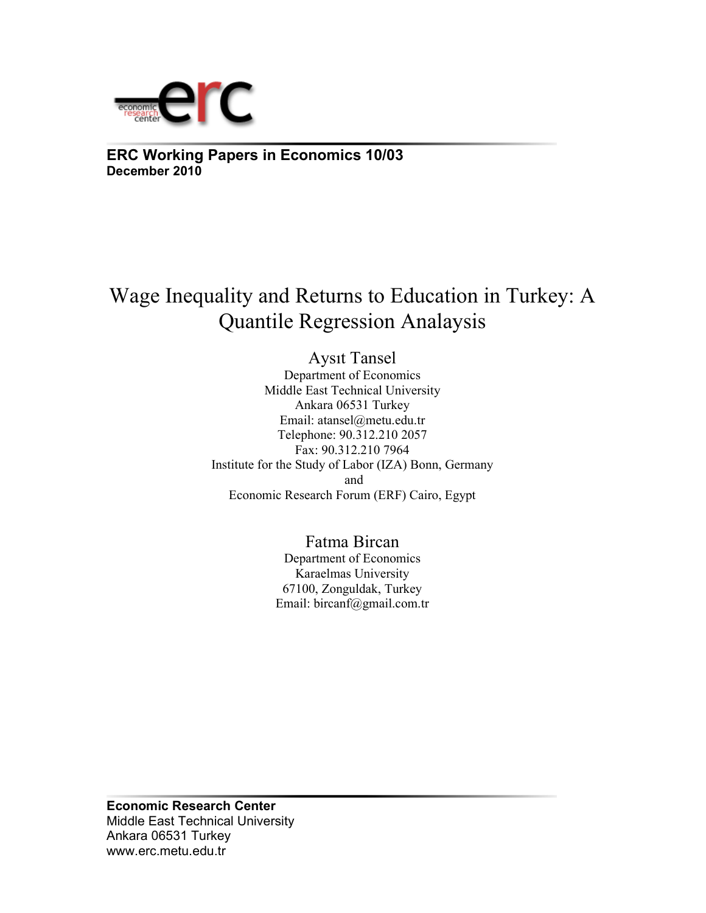ERC Working Papers in Economics 10/03
December 2010

# Wage Inequality and Returns to Education in Turkey: A Quantile Regression Analaysis

Aysıt Tansel
Department of Economics
Middle East Technical University
Ankara 06531 Turkey
Email: atansel@metu.edu.tr
Telephone: 90.312.210 2057
Fax: 90.312.210 7964
Institute for the Study of Labor (IZA) Bonn, Germany
and
Economic Research Forum (ERF) Cairo, Egypt

Fatma Bircan
Department of Economics
Karaelmas University
67100, Zonguldak, Turkey
Email: bircanf@gmail.com.tr

**Economic Research Center**
Middle East Technical University
Ankara 06531 Turkey
www.erc.metu.edu.tr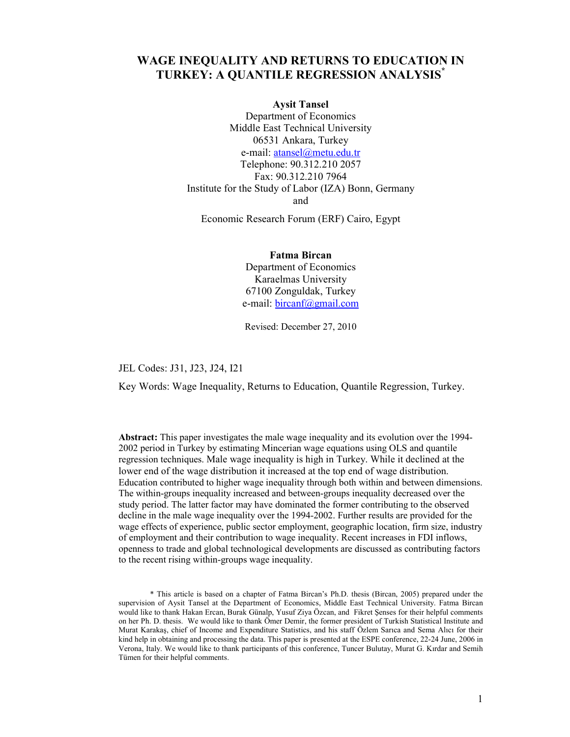# WAGE INEQUALITY AND RETURNS TO EDUCATION IN TURKEY: A QUANTILE REGRESSION ANALYSIS*

**Aysit Tansel**
Department of Economics
Middle East Technical University
06531 Ankara, Turkey
e-mail: atansel@metu.edu.tr
Telephone: 90.312.210 2057
Fax: 90.312.210 7964
Institute for the Study of Labor (IZA) Bonn, Germany
and
Economic Research Forum (ERF) Cairo, Egypt

**Fatma Bircan**
Department of Economics
Karaelmas University
67100 Zonguldak, Turkey
e-mail: bircanf@gmail.com

Revised: December 27, 2010

JEL Codes: J31, J23, J24, I21

Key Words: Wage Inequality, Returns to Education, Quantile Regression, Turkey.

**Abstract:** This paper investigates the male wage inequality and its evolution over the 1994-2002 period in Turkey by estimating Mincerian wage equations using OLS and quantile regression techniques. Male wage inequality is high in Turkey. While it declined at the lower end of the wage distribution it increased at the top end of wage distribution. Education contributed to higher wage inequality through both within and between dimensions. The within-groups inequality increased and between-groups inequality decreased over the study period. The latter factor may have dominated the former contributing to the observed decline in the male wage inequality over the 1994-2002. Further results are provided for the wage effects of experience, public sector employment, geographic location, firm size, industry of employment and their contribution to wage inequality. Recent increases in FDI inflows, openness to trade and global technological developments are discussed as contributing factors to the recent rising within-groups wage inequality.

\* This article is based on a chapter of Fatma Bircan's Ph.D. thesis (Bircan, 2005) prepared under the supervision of Aysit Tansel at the Department of Economics, Middle East Technical University. Fatma Bircan would like to thank Hakan Ercan, Burak Günalp, Yusuf Ziya Özcan, and Fikret Şenses for their helpful comments on her Ph. D. thesis. We would like to thank Ömer Demir, the former president of Turkish Statistical Institute and Murat Karakaş, chief of Income and Expenditure Statistics, and his staff Özlem Sarıca and Sema Alıcı for their kind help in obtaining and processing the data. This paper is presented at the ESPE conference, 22-24 June, 2006 in Verona, Italy. We would like to thank participants of this conference, Tuncer Bulutay, Murat G. Kırdar and Semih Tümen for their helpful comments.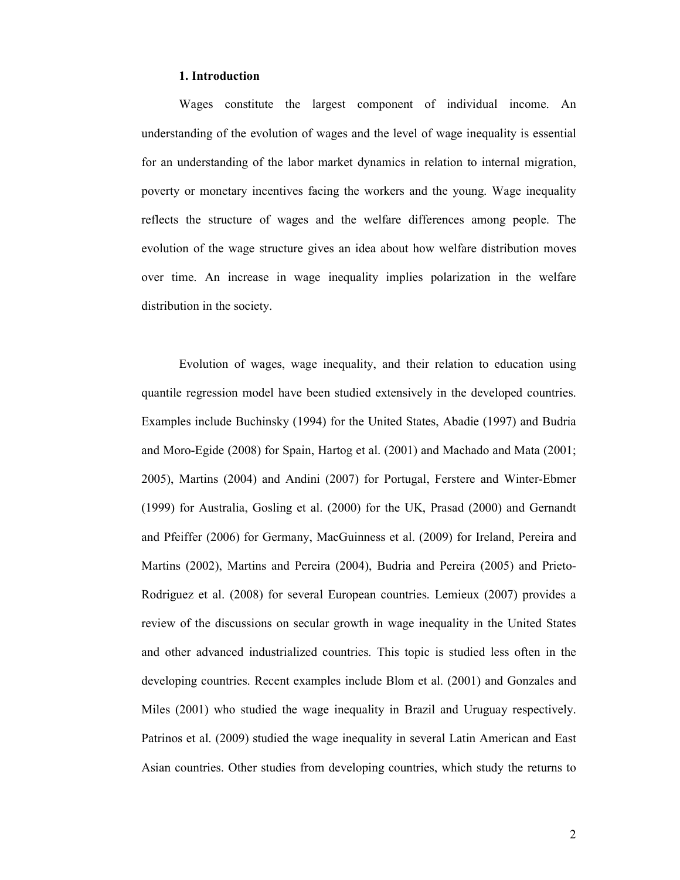## 1. Introduction

Wages constitute the largest component of individual income. An understanding of the evolution of wages and the level of wage inequality is essential for an understanding of the labor market dynamics in relation to internal migration, poverty or monetary incentives facing the workers and the young. Wage inequality reflects the structure of wages and the welfare differences among people. The evolution of the wage structure gives an idea about how welfare distribution moves over time. An increase in wage inequality implies polarization in the welfare distribution in the society.

Evolution of wages, wage inequality, and their relation to education using quantile regression model have been studied extensively in the developed countries. Examples include Buchinsky (1994) for the United States, Abadie (1997) and Budria and Moro-Egide (2008) for Spain, Hartog et al. (2001) and Machado and Mata (2001; 2005), Martins (2004) and Andini (2007) for Portugal, Ferstere and Winter-Ebmer (1999) for Australia, Gosling et al. (2000) for the UK, Prasad (2000) and Gernandt and Pfeiffer (2006) for Germany, MacGuinness et al. (2009) for Ireland, Pereira and Martins (2002), Martins and Pereira (2004), Budria and Pereira (2005) and Prieto-Rodriguez et al. (2008) for several European countries. Lemieux (2007) provides a review of the discussions on secular growth in wage inequality in the United States and other advanced industrialized countries. This topic is studied less often in the developing countries. Recent examples include Blom et al. (2001) and Gonzales and Miles (2001) who studied the wage inequality in Brazil and Uruguay respectively. Patrinos et al. (2009) studied the wage inequality in several Latin American and East Asian countries. Other studies from developing countries, which study the returns to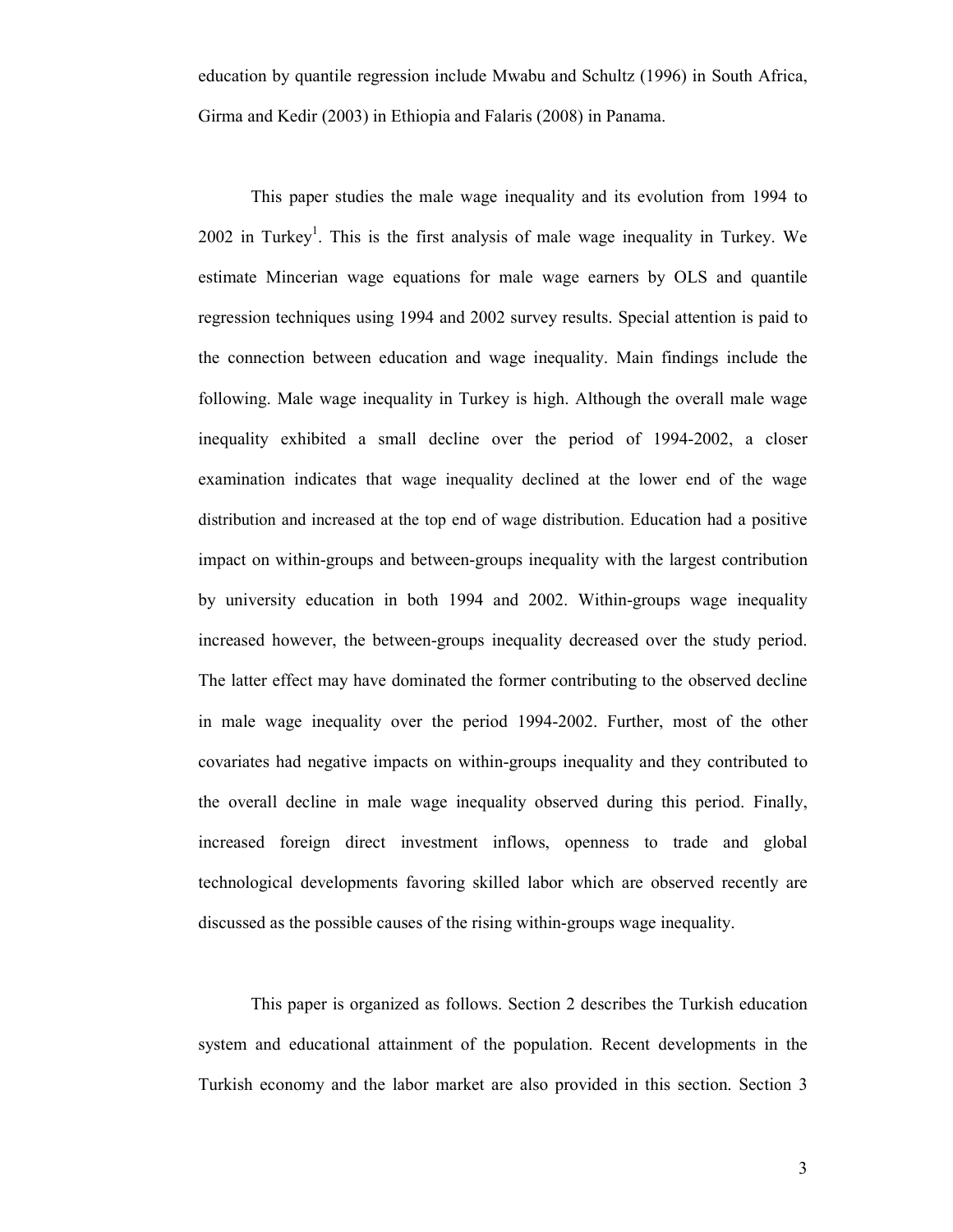education by quantile regression include Mwabu and Schultz (1996) in South Africa, Girma and Kedir (2003) in Ethiopia and Falaris (2008) in Panama.

This paper studies the male wage inequality and its evolution from 1994 to 2002 in Turkey[1]. This is the first analysis of male wage inequality in Turkey. We estimate Mincerian wage equations for male wage earners by OLS and quantile regression techniques using 1994 and 2002 survey results. Special attention is paid to the connection between education and wage inequality. Main findings include the following. Male wage inequality in Turkey is high. Although the overall male wage inequality exhibited a small decline over the period of 1994-2002, a closer examination indicates that wage inequality declined at the lower end of the wage distribution and increased at the top end of wage distribution. Education had a positive impact on within-groups and between-groups inequality with the largest contribution by university education in both 1994 and 2002. Within-groups wage inequality increased however, the between-groups inequality decreased over the study period. The latter effect may have dominated the former contributing to the observed decline in male wage inequality over the period 1994-2002. Further, most of the other covariates had negative impacts on within-groups inequality and they contributed to the overall decline in male wage inequality observed during this period. Finally, increased foreign direct investment inflows, openness to trade and global technological developments favoring skilled labor which are observed recently are discussed as the possible causes of the rising within-groups wage inequality.

This paper is organized as follows. Section 2 describes the Turkish education system and educational attainment of the population. Recent developments in the Turkish economy and the labor market are also provided in this section. Section 3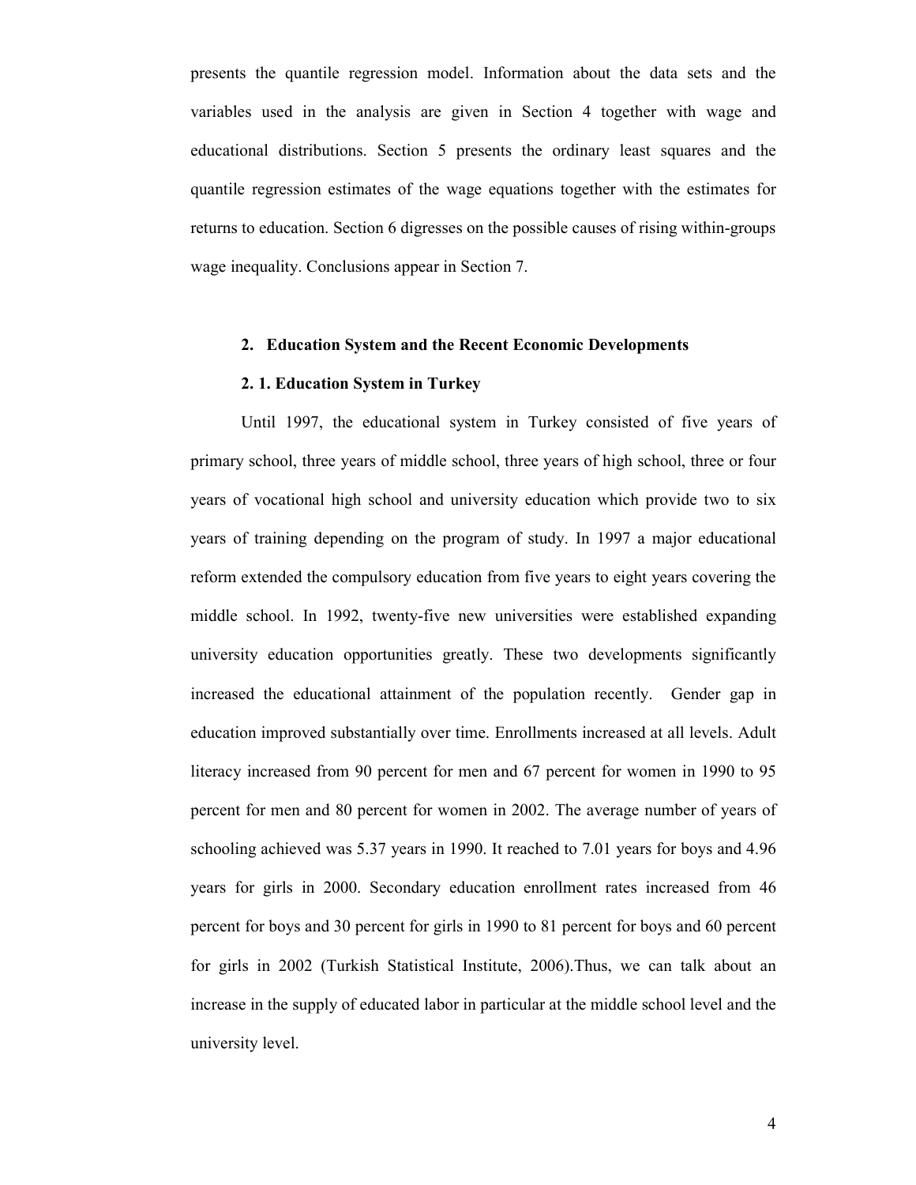presents the quantile regression model. Information about the data sets and the variables used in the analysis are given in Section 4 together with wage and educational distributions. Section 5 presents the ordinary least squares and the quantile regression estimates of the wage equations together with the estimates for returns to education. Section 6 digresses on the possible causes of rising within-groups wage inequality. Conclusions appear in Section 7.

## 2. Education System and the Recent Economic Developments

### 2. 1. Education System in Turkey

Until 1997, the educational system in Turkey consisted of five years of primary school, three years of middle school, three years of high school, three or four years of vocational high school and university education which provide two to six years of training depending on the program of study. In 1997 a major educational reform extended the compulsory education from five years to eight years covering the middle school. In 1992, twenty-five new universities were established expanding university education opportunities greatly. These two developments significantly increased the educational attainment of the population recently. Gender gap in education improved substantially over time. Enrollments increased at all levels. Adult literacy increased from 90 percent for men and 67 percent for women in 1990 to 95 percent for men and 80 percent for women in 2002. The average number of years of schooling achieved was 5.37 years in 1990. It reached to 7.01 years for boys and 4.96 years for girls in 2000. Secondary education enrollment rates increased from 46 percent for boys and 30 percent for girls in 1990 to 81 percent for boys and 60 percent for girls in 2002 (Turkish Statistical Institute, 2006).Thus, we can talk about an increase in the supply of educated labor in particular at the middle school level and the university level.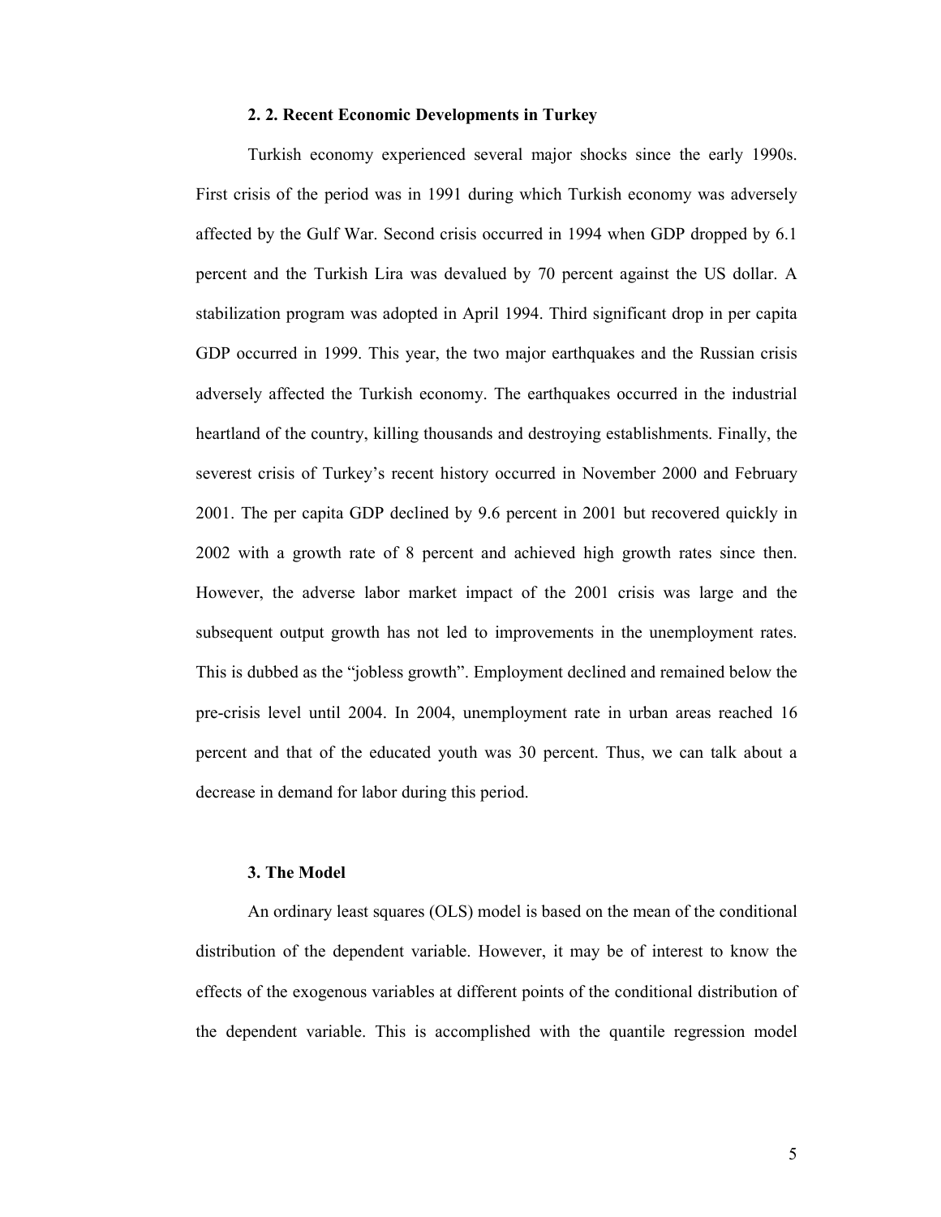### 2. 2. Recent Economic Developments in Turkey

Turkish economy experienced several major shocks since the early 1990s. First crisis of the period was in 1991 during which Turkish economy was adversely affected by the Gulf War. Second crisis occurred in 1994 when GDP dropped by 6.1 percent and the Turkish Lira was devalued by 70 percent against the US dollar. A stabilization program was adopted in April 1994. Third significant drop in per capita GDP occurred in 1999. This year, the two major earthquakes and the Russian crisis adversely affected the Turkish economy. The earthquakes occurred in the industrial heartland of the country, killing thousands and destroying establishments. Finally, the severest crisis of Turkey's recent history occurred in November 2000 and February 2001. The per capita GDP declined by 9.6 percent in 2001 but recovered quickly in 2002 with a growth rate of 8 percent and achieved high growth rates since then. However, the adverse labor market impact of the 2001 crisis was large and the subsequent output growth has not led to improvements in the unemployment rates. This is dubbed as the "jobless growth". Employment declined and remained below the pre-crisis level until 2004. In 2004, unemployment rate in urban areas reached 16 percent and that of the educated youth was 30 percent. Thus, we can talk about a decrease in demand for labor during this period.

## 3. The Model

An ordinary least squares (OLS) model is based on the mean of the conditional distribution of the dependent variable. However, it may be of interest to know the effects of the exogenous variables at different points of the conditional distribution of the dependent variable. This is accomplished with the quantile regression model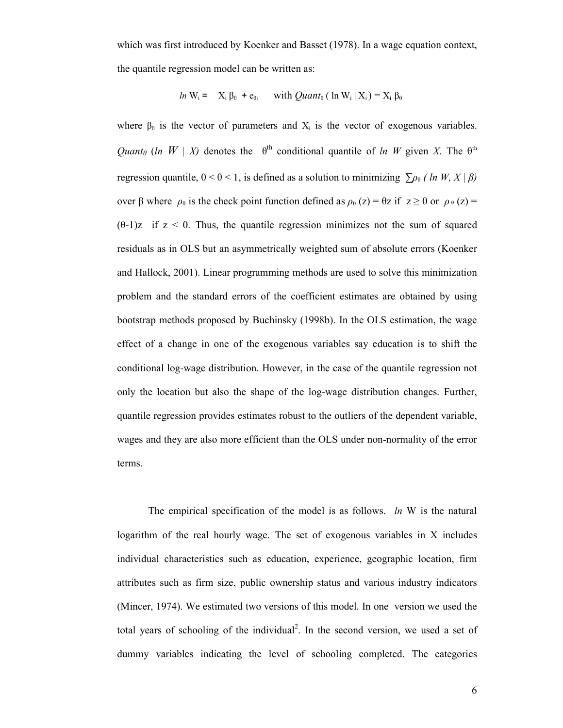which was first introduced by Koenker and Basset (1978). In a wage equation context, the quantile regression model can be written as:

$$ln\ W_i = X_i\, \beta_\theta + e_{\theta i} \qquad \text{with } Quant_\theta\, (\ln W_i \mid X_i) = X_i\, \beta_\theta$$

where $\beta_\theta$ is the vector of parameters and $X_i$ is the vector of exogenous variables. $Quant_\theta\ (ln\ W \mid X)$ denotes the $\theta^{th}$ conditional quantile of *ln W* given *X*. The $\theta^{th}$ regression quantile, $0 < \theta < 1$, is defined as a solution to minimizing $\sum \rho_\theta\ (ln\ W, X \mid \beta)$ over $\beta$ where $\rho_\theta$ is the check point function defined as $\rho_\theta\ (z) = \theta z$ if $z \geq 0$ or $\rho_\theta\ (z) = (\theta\text{-}1)z$ if $z < 0$. Thus, the quantile regression minimizes not the sum of squared residuals as in OLS but an asymmetrically weighted sum of absolute errors (Koenker and Hallock, 2001). Linear programming methods are used to solve this minimization problem and the standard errors of the coefficient estimates are obtained by using bootstrap methods proposed by Buchinsky (1998b). In the OLS estimation, the wage effect of a change in one of the exogenous variables say education is to shift the conditional log-wage distribution. However, in the case of the quantile regression not only the location but also the shape of the log-wage distribution changes. Further, quantile regression provides estimates robust to the outliers of the dependent variable, wages and they are also more efficient than the OLS under non-normality of the error terms.

The empirical specification of the model is as follows. *ln* W is the natural logarithm of the real hourly wage. The set of exogenous variables in X includes individual characteristics such as education, experience, geographic location, firm attributes such as firm size, public ownership status and various industry indicators (Mincer, 1974). We estimated two versions of this model. In one version we used the total years of schooling of the individual[2]. In the second version, we used a set of dummy variables indicating the level of schooling completed. The categories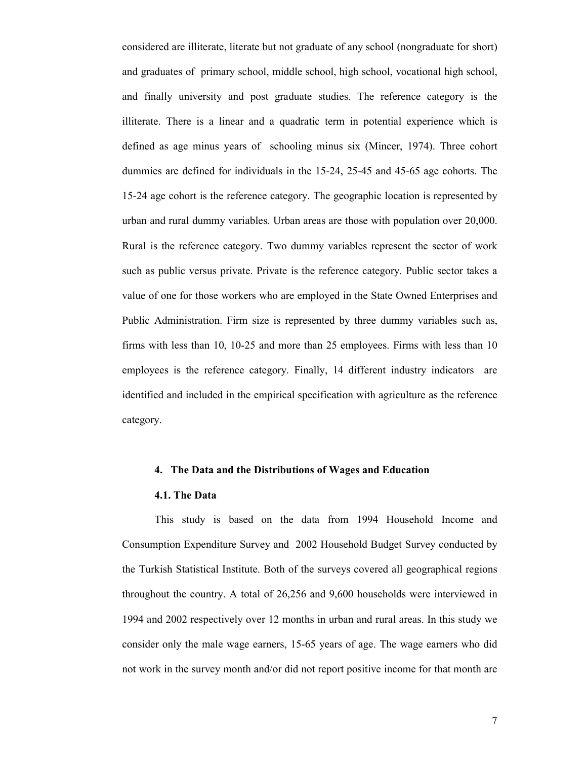considered are illiterate, literate but not graduate of any school (nongraduate for short) and graduates of primary school, middle school, high school, vocational high school, and finally university and post graduate studies. The reference category is the illiterate. There is a linear and a quadratic term in potential experience which is defined as age minus years of schooling minus six (Mincer, 1974). Three cohort dummies are defined for individuals in the 15-24, 25-45 and 45-65 age cohorts. The 15-24 age cohort is the reference category. The geographic location is represented by urban and rural dummy variables. Urban areas are those with population over 20,000. Rural is the reference category. Two dummy variables represent the sector of work such as public versus private. Private is the reference category. Public sector takes a value of one for those workers who are employed in the State Owned Enterprises and Public Administration. Firm size is represented by three dummy variables such as, firms with less than 10, 10-25 and more than 25 employees. Firms with less than 10 employees is the reference category. Finally, 14 different industry indicators are identified and included in the empirical specification with agriculture as the reference category.

## 4. The Data and the Distributions of Wages and Education

### 4.1. The Data

This study is based on the data from 1994 Household Income and Consumption Expenditure Survey and 2002 Household Budget Survey conducted by the Turkish Statistical Institute. Both of the surveys covered all geographical regions throughout the country. A total of 26,256 and 9,600 households were interviewed in 1994 and 2002 respectively over 12 months in urban and rural areas. In this study we consider only the male wage earners, 15-65 years of age. The wage earners who did not work in the survey month and/or did not report positive income for that month are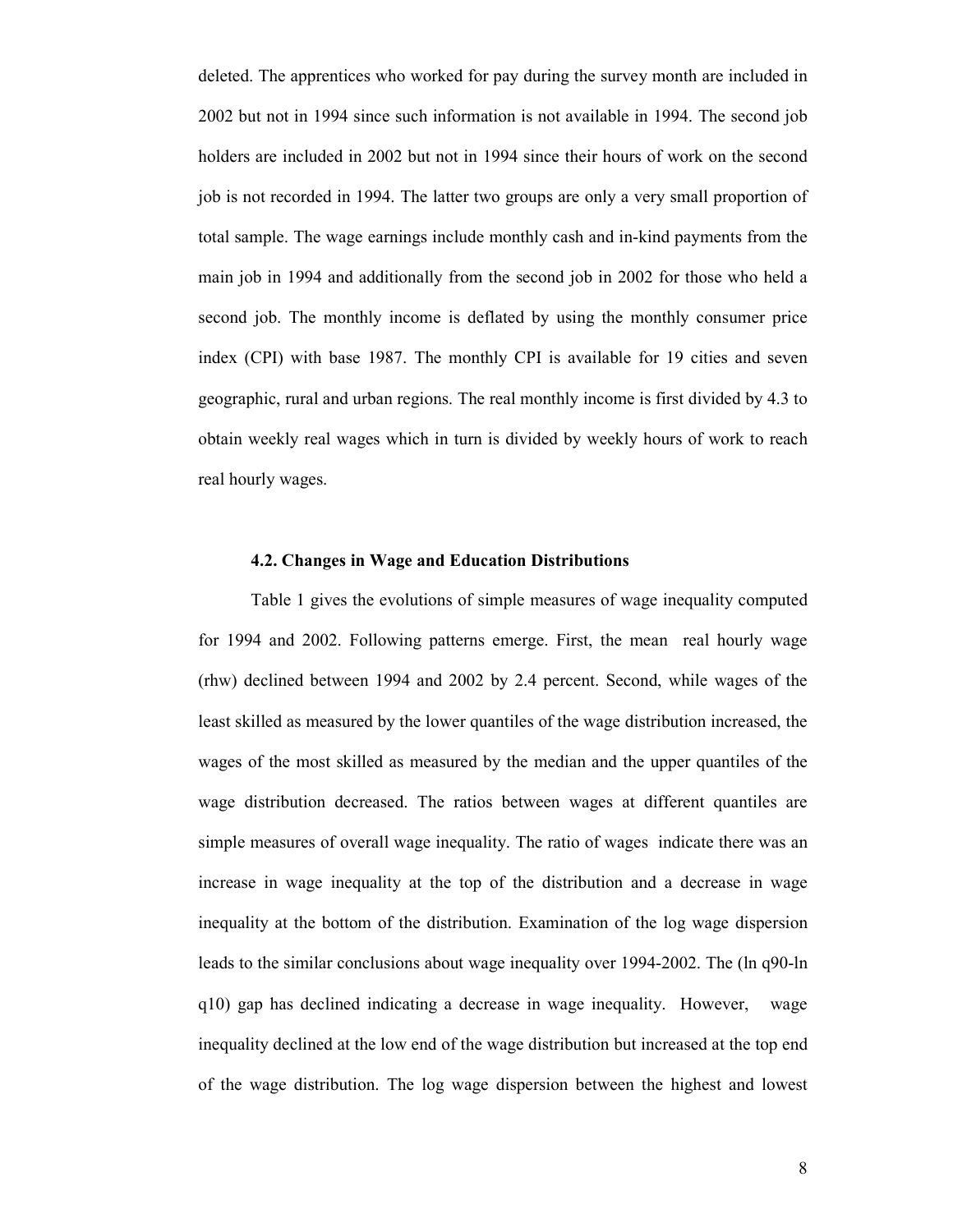deleted. The apprentices who worked for pay during the survey month are included in 2002 but not in 1994 since such information is not available in 1994. The second job holders are included in 2002 but not in 1994 since their hours of work on the second job is not recorded in 1994. The latter two groups are only a very small proportion of total sample. The wage earnings include monthly cash and in-kind payments from the main job in 1994 and additionally from the second job in 2002 for those who held a second job. The monthly income is deflated by using the monthly consumer price index (CPI) with base 1987. The monthly CPI is available for 19 cities and seven geographic, rural and urban regions. The real monthly income is first divided by 4.3 to obtain weekly real wages which in turn is divided by weekly hours of work to reach real hourly wages.

### 4.2. Changes in Wage and Education Distributions

Table 1 gives the evolutions of simple measures of wage inequality computed for 1994 and 2002. Following patterns emerge. First, the mean real hourly wage (rhw) declined between 1994 and 2002 by 2.4 percent. Second, while wages of the least skilled as measured by the lower quantiles of the wage distribution increased, the wages of the most skilled as measured by the median and the upper quantiles of the wage distribution decreased. The ratios between wages at different quantiles are simple measures of overall wage inequality. The ratio of wages indicate there was an increase in wage inequality at the top of the distribution and a decrease in wage inequality at the bottom of the distribution. Examination of the log wage dispersion leads to the similar conclusions about wage inequality over 1994-2002. The (ln q90-ln q10) gap has declined indicating a decrease in wage inequality. However, wage inequality declined at the low end of the wage distribution but increased at the top end of the wage distribution. The log wage dispersion between the highest and lowest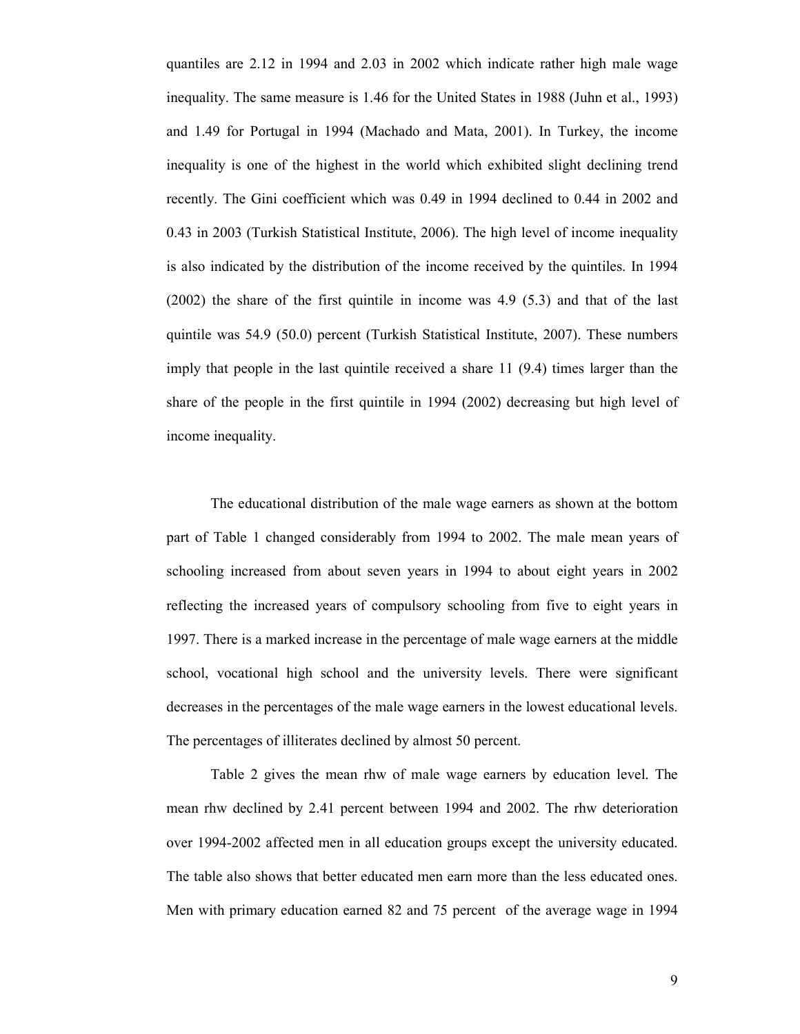quantiles are 2.12 in 1994 and 2.03 in 2002 which indicate rather high male wage inequality. The same measure is 1.46 for the United States in 1988 (Juhn et al., 1993) and 1.49 for Portugal in 1994 (Machado and Mata, 2001). In Turkey, the income inequality is one of the highest in the world which exhibited slight declining trend recently. The Gini coefficient which was 0.49 in 1994 declined to 0.44 in 2002 and 0.43 in 2003 (Turkish Statistical Institute, 2006). The high level of income inequality is also indicated by the distribution of the income received by the quintiles. In 1994 (2002) the share of the first quintile in income was 4.9 (5.3) and that of the last quintile was 54.9 (50.0) percent (Turkish Statistical Institute, 2007). These numbers imply that people in the last quintile received a share 11 (9.4) times larger than the share of the people in the first quintile in 1994 (2002) decreasing but high level of income inequality.

The educational distribution of the male wage earners as shown at the bottom part of Table 1 changed considerably from 1994 to 2002. The male mean years of schooling increased from about seven years in 1994 to about eight years in 2002 reflecting the increased years of compulsory schooling from five to eight years in 1997. There is a marked increase in the percentage of male wage earners at the middle school, vocational high school and the university levels. There were significant decreases in the percentages of the male wage earners in the lowest educational levels. The percentages of illiterates declined by almost 50 percent.

Table 2 gives the mean rhw of male wage earners by education level. The mean rhw declined by 2.41 percent between 1994 and 2002. The rhw deterioration over 1994-2002 affected men in all education groups except the university educated. The table also shows that better educated men earn more than the less educated ones. Men with primary education earned 82 and 75 percent of the average wage in 1994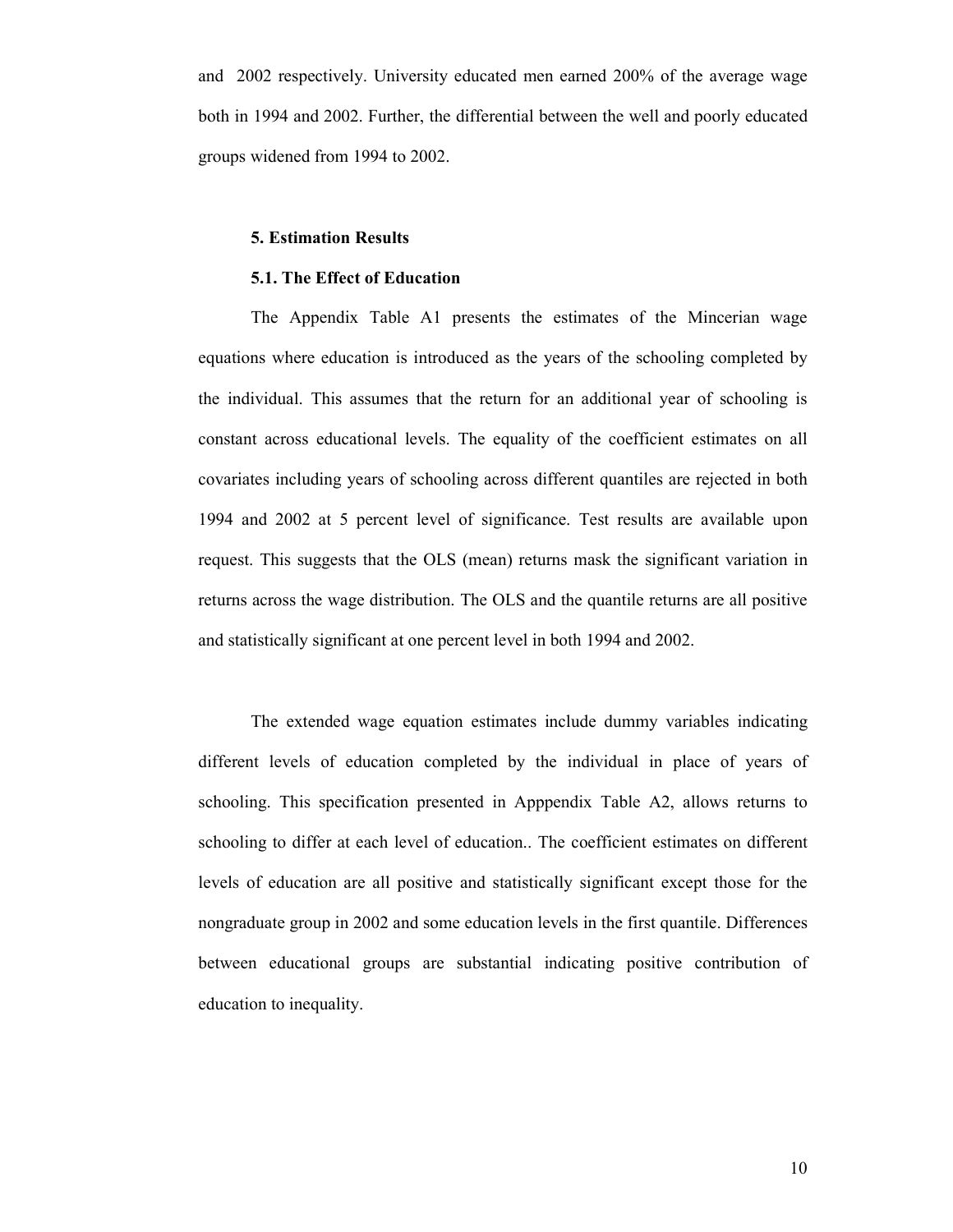and 2002 respectively. University educated men earned 200% of the average wage both in 1994 and 2002. Further, the differential between the well and poorly educated groups widened from 1994 to 2002.

## 5. Estimation Results

### 5.1. The Effect of Education

The Appendix Table A1 presents the estimates of the Mincerian wage equations where education is introduced as the years of the schooling completed by the individual. This assumes that the return for an additional year of schooling is constant across educational levels. The equality of the coefficient estimates on all covariates including years of schooling across different quantiles are rejected in both 1994 and 2002 at 5 percent level of significance. Test results are available upon request. This suggests that the OLS (mean) returns mask the significant variation in returns across the wage distribution. The OLS and the quantile returns are all positive and statistically significant at one percent level in both 1994 and 2002.

The extended wage equation estimates include dummy variables indicating different levels of education completed by the individual in place of years of schooling. This specification presented in Apppendix Table A2, allows returns to schooling to differ at each level of education.. The coefficient estimates on different levels of education are all positive and statistically significant except those for the nongraduate group in 2002 and some education levels in the first quantile. Differences between educational groups are substantial indicating positive contribution of education to inequality.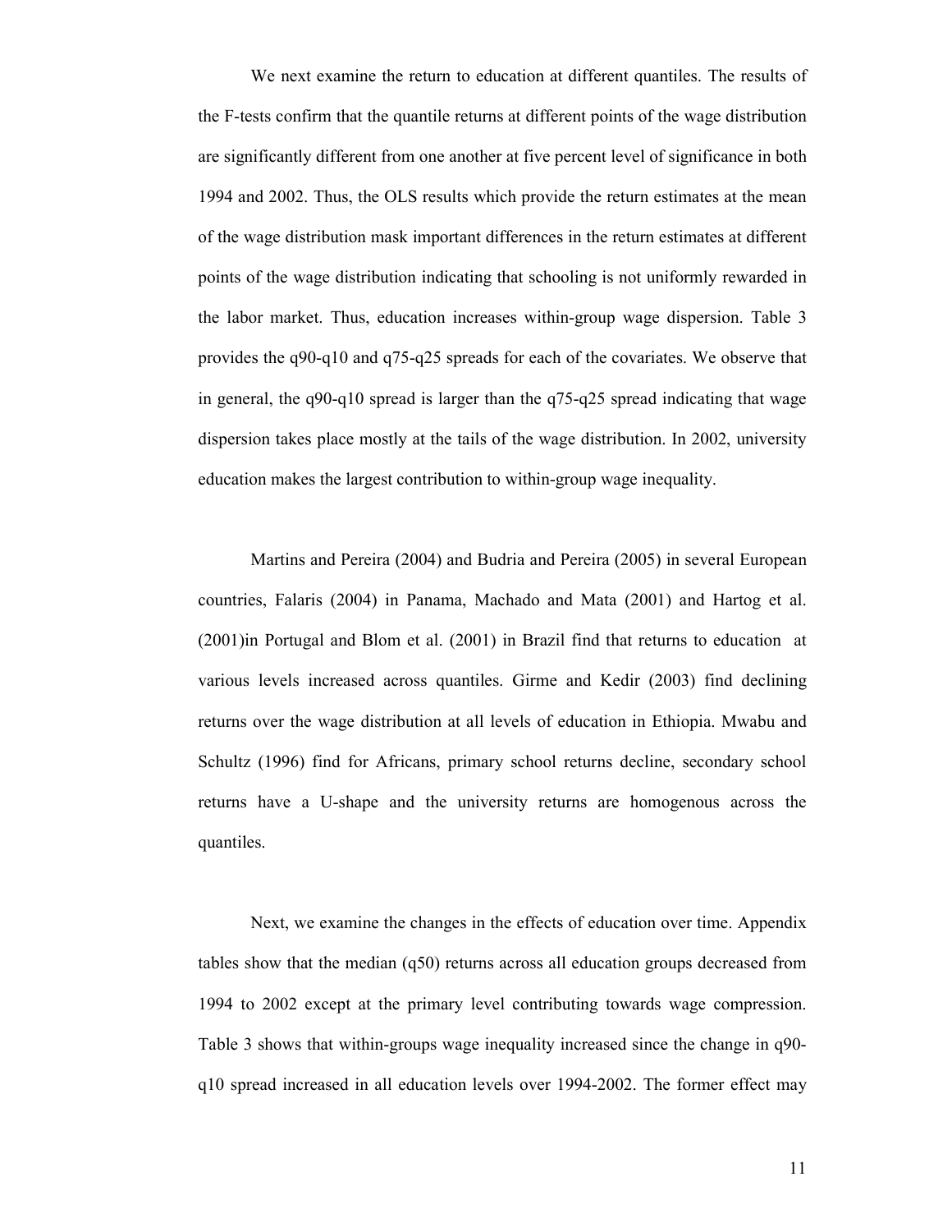We next examine the return to education at different quantiles. The results of the F-tests confirm that the quantile returns at different points of the wage distribution are significantly different from one another at five percent level of significance in both 1994 and 2002. Thus, the OLS results which provide the return estimates at the mean of the wage distribution mask important differences in the return estimates at different points of the wage distribution indicating that schooling is not uniformly rewarded in the labor market. Thus, education increases within-group wage dispersion. Table 3 provides the q90-q10 and q75-q25 spreads for each of the covariates. We observe that in general, the q90-q10 spread is larger than the q75-q25 spread indicating that wage dispersion takes place mostly at the tails of the wage distribution. In 2002, university education makes the largest contribution to within-group wage inequality.

Martins and Pereira (2004) and Budria and Pereira (2005) in several European countries, Falaris (2004) in Panama, Machado and Mata (2001) and Hartog et al. (2001)in Portugal and Blom et al. (2001) in Brazil find that returns to education at various levels increased across quantiles. Girme and Kedir (2003) find declining returns over the wage distribution at all levels of education in Ethiopia. Mwabu and Schultz (1996) find for Africans, primary school returns decline, secondary school returns have a U-shape and the university returns are homogenous across the quantiles.

Next, we examine the changes in the effects of education over time. Appendix tables show that the median (q50) returns across all education groups decreased from 1994 to 2002 except at the primary level contributing towards wage compression. Table 3 shows that within-groups wage inequality increased since the change in q90-q10 spread increased in all education levels over 1994-2002. The former effect may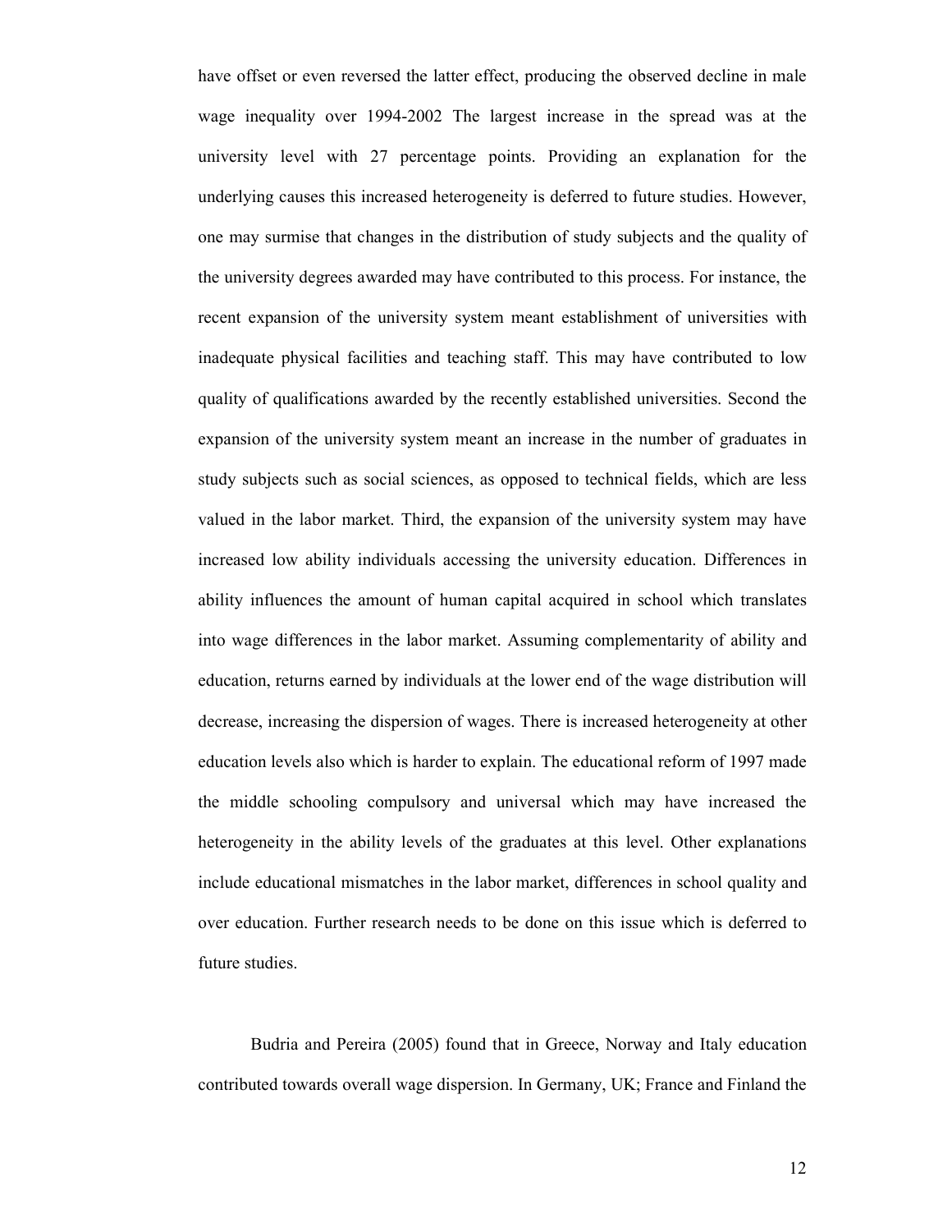have offset or even reversed the latter effect, producing the observed decline in male wage inequality over 1994-2002 The largest increase in the spread was at the university level with 27 percentage points. Providing an explanation for the underlying causes this increased heterogeneity is deferred to future studies. However, one may surmise that changes in the distribution of study subjects and the quality of the university degrees awarded may have contributed to this process. For instance, the recent expansion of the university system meant establishment of universities with inadequate physical facilities and teaching staff. This may have contributed to low quality of qualifications awarded by the recently established universities. Second the expansion of the university system meant an increase in the number of graduates in study subjects such as social sciences, as opposed to technical fields, which are less valued in the labor market. Third, the expansion of the university system may have increased low ability individuals accessing the university education. Differences in ability influences the amount of human capital acquired in school which translates into wage differences in the labor market. Assuming complementarity of ability and education, returns earned by individuals at the lower end of the wage distribution will decrease, increasing the dispersion of wages. There is increased heterogeneity at other education levels also which is harder to explain. The educational reform of 1997 made the middle schooling compulsory and universal which may have increased the heterogeneity in the ability levels of the graduates at this level. Other explanations include educational mismatches in the labor market, differences in school quality and over education. Further research needs to be done on this issue which is deferred to future studies.

Budria and Pereira (2005) found that in Greece, Norway and Italy education contributed towards overall wage dispersion. In Germany, UK; France and Finland the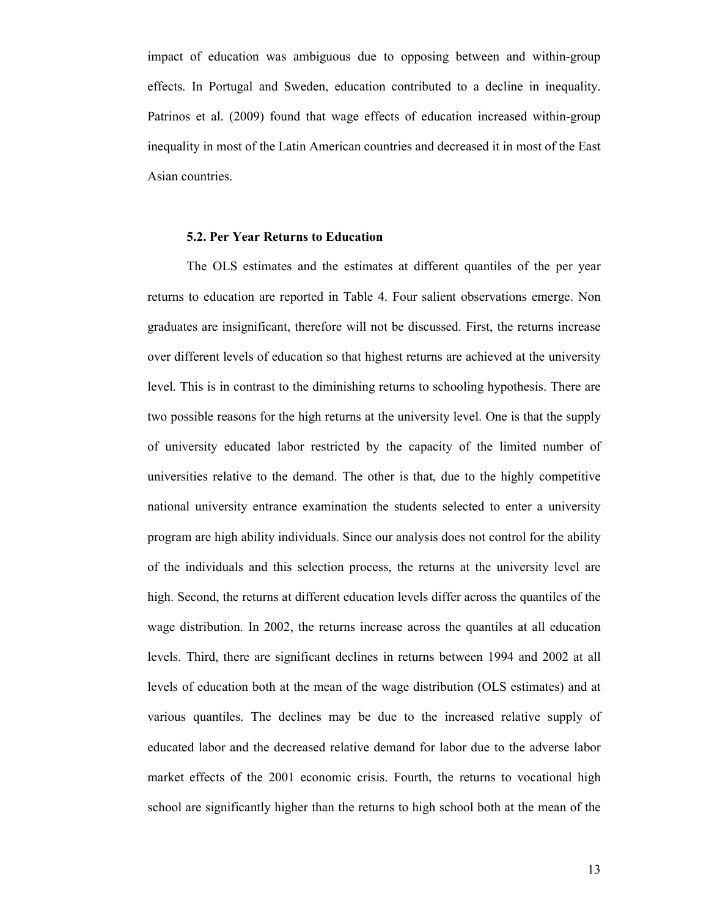impact of education was ambiguous due to opposing between and within-group effects. In Portugal and Sweden, education contributed to a decline in inequality. Patrinos et al. (2009) found that wage effects of education increased within-group inequality in most of the Latin American countries and decreased it in most of the East Asian countries.

### 5.2. Per Year Returns to Education

The OLS estimates and the estimates at different quantiles of the per year returns to education are reported in Table 4. Four salient observations emerge. Non graduates are insignificant, therefore will not be discussed. First, the returns increase over different levels of education so that highest returns are achieved at the university level. This is in contrast to the diminishing returns to schooling hypothesis. There are two possible reasons for the high returns at the university level. One is that the supply of university educated labor restricted by the capacity of the limited number of universities relative to the demand. The other is that, due to the highly competitive national university entrance examination the students selected to enter a university program are high ability individuals. Since our analysis does not control for the ability of the individuals and this selection process, the returns at the university level are high. Second, the returns at different education levels differ across the quantiles of the wage distribution. In 2002, the returns increase across the quantiles at all education levels. Third, there are significant declines in returns between 1994 and 2002 at all levels of education both at the mean of the wage distribution (OLS estimates) and at various quantiles. The declines may be due to the increased relative supply of educated labor and the decreased relative demand for labor due to the adverse labor market effects of the 2001 economic crisis. Fourth, the returns to vocational high school are significantly higher than the returns to high school both at the mean of the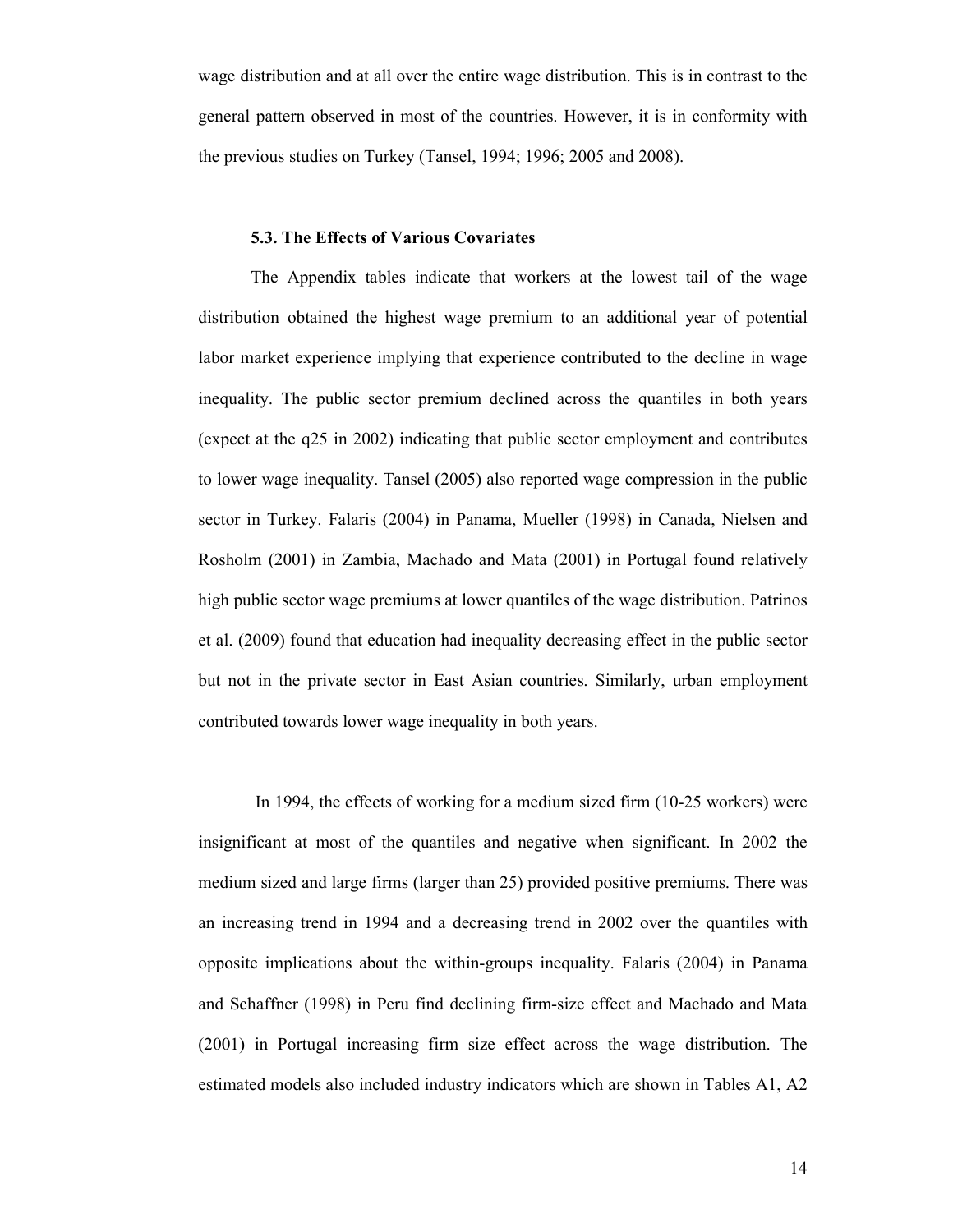wage distribution and at all over the entire wage distribution. This is in contrast to the general pattern observed in most of the countries. However, it is in conformity with the previous studies on Turkey (Tansel, 1994; 1996; 2005 and 2008).

### 5.3. The Effects of Various Covariates

The Appendix tables indicate that workers at the lowest tail of the wage distribution obtained the highest wage premium to an additional year of potential labor market experience implying that experience contributed to the decline in wage inequality. The public sector premium declined across the quantiles in both years (expect at the q25 in 2002) indicating that public sector employment and contributes to lower wage inequality. Tansel (2005) also reported wage compression in the public sector in Turkey. Falaris (2004) in Panama, Mueller (1998) in Canada, Nielsen and Rosholm (2001) in Zambia, Machado and Mata (2001) in Portugal found relatively high public sector wage premiums at lower quantiles of the wage distribution. Patrinos et al. (2009) found that education had inequality decreasing effect in the public sector but not in the private sector in East Asian countries. Similarly, urban employment contributed towards lower wage inequality in both years.

In 1994, the effects of working for a medium sized firm (10-25 workers) were insignificant at most of the quantiles and negative when significant. In 2002 the medium sized and large firms (larger than 25) provided positive premiums. There was an increasing trend in 1994 and a decreasing trend in 2002 over the quantiles with opposite implications about the within-groups inequality. Falaris (2004) in Panama and Schaffner (1998) in Peru find declining firm-size effect and Machado and Mata (2001) in Portugal increasing firm size effect across the wage distribution. The estimated models also included industry indicators which are shown in Tables A1, A2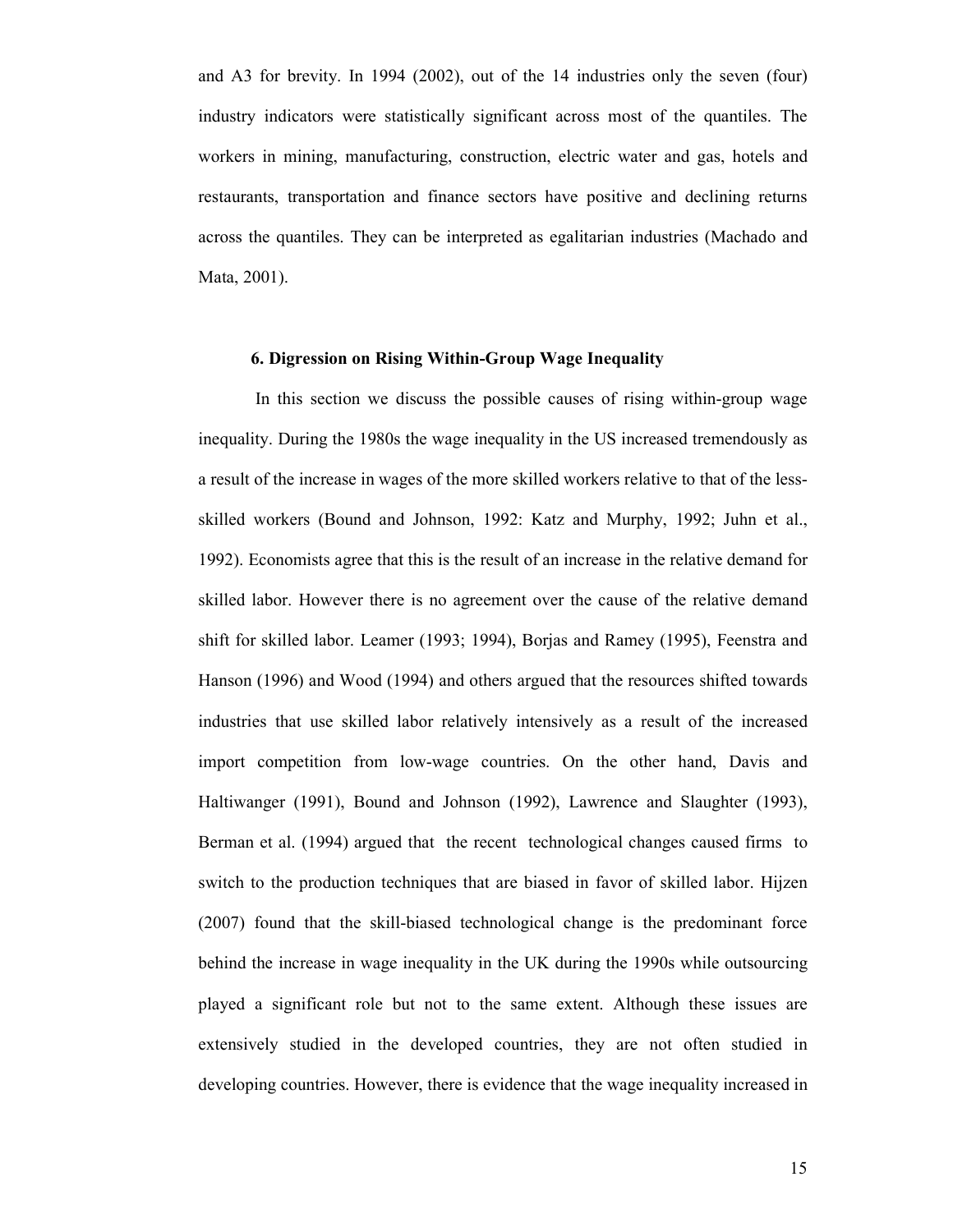and A3 for brevity. In 1994 (2002), out of the 14 industries only the seven (four) industry indicators were statistically significant across most of the quantiles. The workers in mining, manufacturing, construction, electric water and gas, hotels and restaurants, transportation and finance sectors have positive and declining returns across the quantiles. They can be interpreted as egalitarian industries (Machado and Mata, 2001).

### 6. Digression on Rising Within-Group Wage Inequality

In this section we discuss the possible causes of rising within-group wage inequality. During the 1980s the wage inequality in the US increased tremendously as a result of the increase in wages of the more skilled workers relative to that of the less-skilled workers (Bound and Johnson, 1992: Katz and Murphy, 1992; Juhn et al., 1992). Economists agree that this is the result of an increase in the relative demand for skilled labor. However there is no agreement over the cause of the relative demand shift for skilled labor. Leamer (1993; 1994), Borjas and Ramey (1995), Feenstra and Hanson (1996) and Wood (1994) and others argued that the resources shifted towards industries that use skilled labor relatively intensively as a result of the increased import competition from low-wage countries. On the other hand, Davis and Haltiwanger (1991), Bound and Johnson (1992), Lawrence and Slaughter (1993), Berman et al. (1994) argued that the recent technological changes caused firms to switch to the production techniques that are biased in favor of skilled labor. Hijzen (2007) found that the skill-biased technological change is the predominant force behind the increase in wage inequality in the UK during the 1990s while outsourcing played a significant role but not to the same extent. Although these issues are extensively studied in the developed countries, they are not often studied in developing countries. However, there is evidence that the wage inequality increased in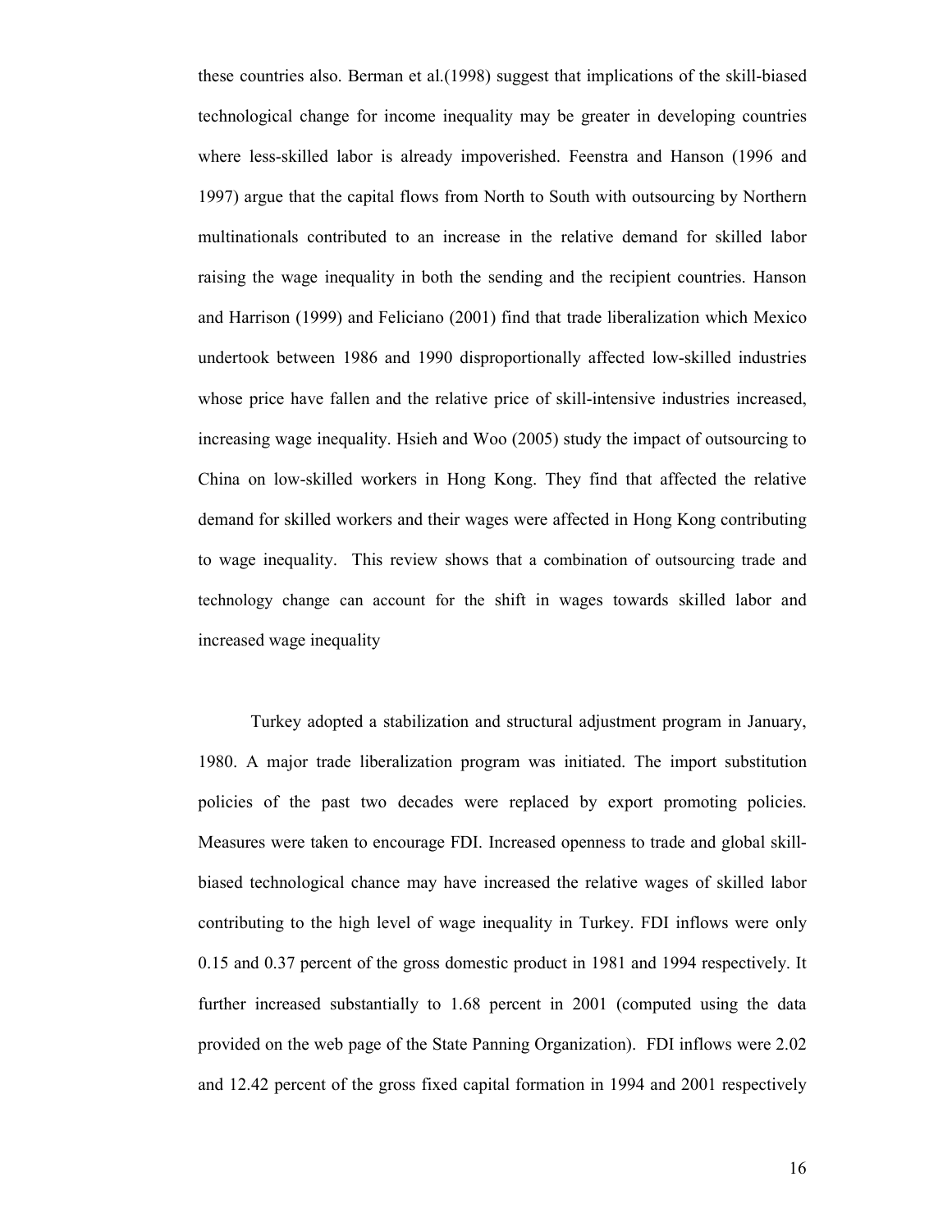these countries also. Berman et al.(1998) suggest that implications of the skill-biased technological change for income inequality may be greater in developing countries where less-skilled labor is already impoverished. Feenstra and Hanson (1996 and 1997) argue that the capital flows from North to South with outsourcing by Northern multinationals contributed to an increase in the relative demand for skilled labor raising the wage inequality in both the sending and the recipient countries. Hanson and Harrison (1999) and Feliciano (2001) find that trade liberalization which Mexico undertook between 1986 and 1990 disproportionally affected low-skilled industries whose price have fallen and the relative price of skill-intensive industries increased, increasing wage inequality. Hsieh and Woo (2005) study the impact of outsourcing to China on low-skilled workers in Hong Kong. They find that affected the relative demand for skilled workers and their wages were affected in Hong Kong contributing to wage inequality. This review shows that a combination of outsourcing trade and technology change can account for the shift in wages towards skilled labor and increased wage inequality

Turkey adopted a stabilization and structural adjustment program in January, 1980. A major trade liberalization program was initiated. The import substitution policies of the past two decades were replaced by export promoting policies. Measures were taken to encourage FDI. Increased openness to trade and global skill-biased technological chance may have increased the relative wages of skilled labor contributing to the high level of wage inequality in Turkey. FDI inflows were only 0.15 and 0.37 percent of the gross domestic product in 1981 and 1994 respectively. It further increased substantially to 1.68 percent in 2001 (computed using the data provided on the web page of the State Panning Organization). FDI inflows were 2.02 and 12.42 percent of the gross fixed capital formation in 1994 and 2001 respectively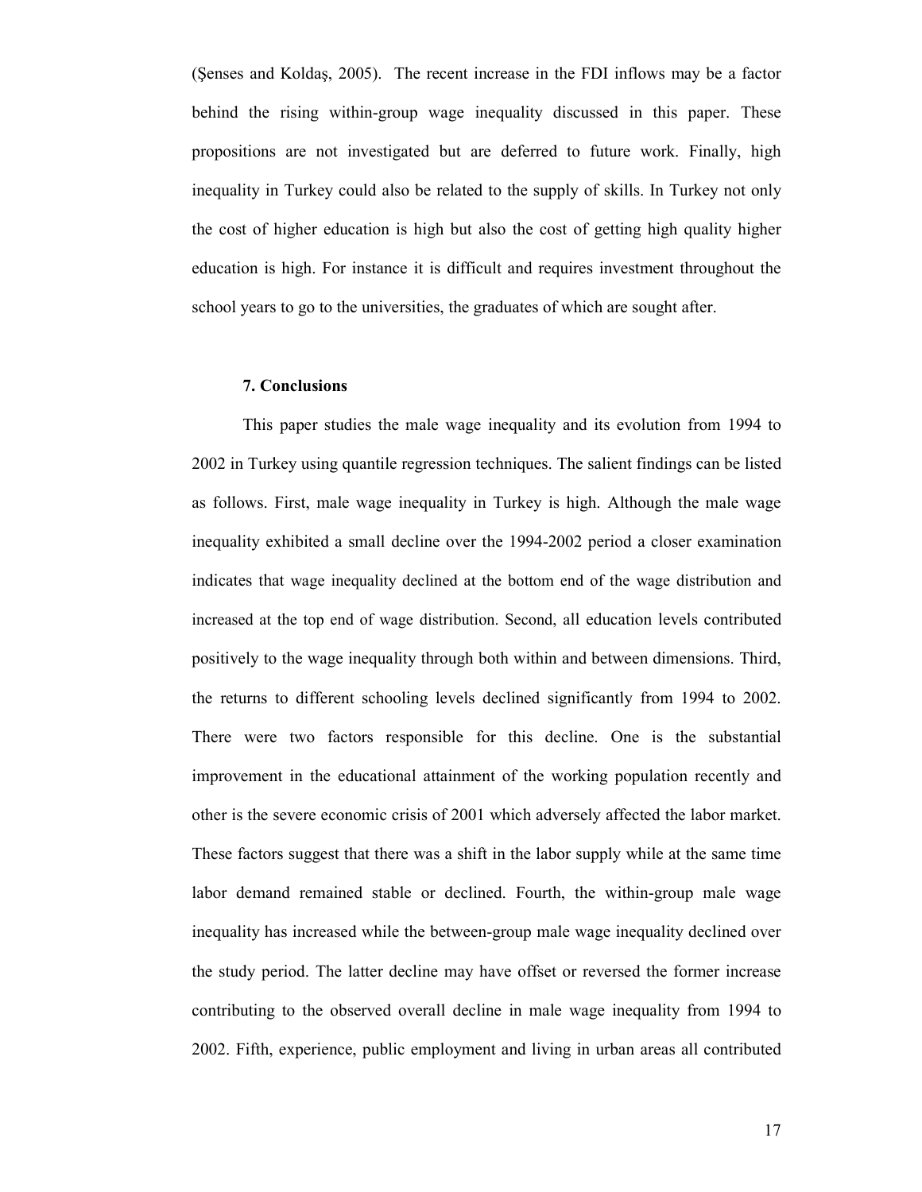(Şenses and Koldaş, 2005). The recent increase in the FDI inflows may be a factor behind the rising within-group wage inequality discussed in this paper. These propositions are not investigated but are deferred to future work. Finally, high inequality in Turkey could also be related to the supply of skills. In Turkey not only the cost of higher education is high but also the cost of getting high quality higher education is high. For instance it is difficult and requires investment throughout the school years to go to the universities, the graduates of which are sought after.

## 7. Conclusions

This paper studies the male wage inequality and its evolution from 1994 to 2002 in Turkey using quantile regression techniques. The salient findings can be listed as follows. First, male wage inequality in Turkey is high. Although the male wage inequality exhibited a small decline over the 1994-2002 period a closer examination indicates that wage inequality declined at the bottom end of the wage distribution and increased at the top end of wage distribution. Second, all education levels contributed positively to the wage inequality through both within and between dimensions. Third, the returns to different schooling levels declined significantly from 1994 to 2002. There were two factors responsible for this decline. One is the substantial improvement in the educational attainment of the working population recently and other is the severe economic crisis of 2001 which adversely affected the labor market. These factors suggest that there was a shift in the labor supply while at the same time labor demand remained stable or declined. Fourth, the within-group male wage inequality has increased while the between-group male wage inequality declined over the study period. The latter decline may have offset or reversed the former increase contributing to the observed overall decline in male wage inequality from 1994 to 2002. Fifth, experience, public employment and living in urban areas all contributed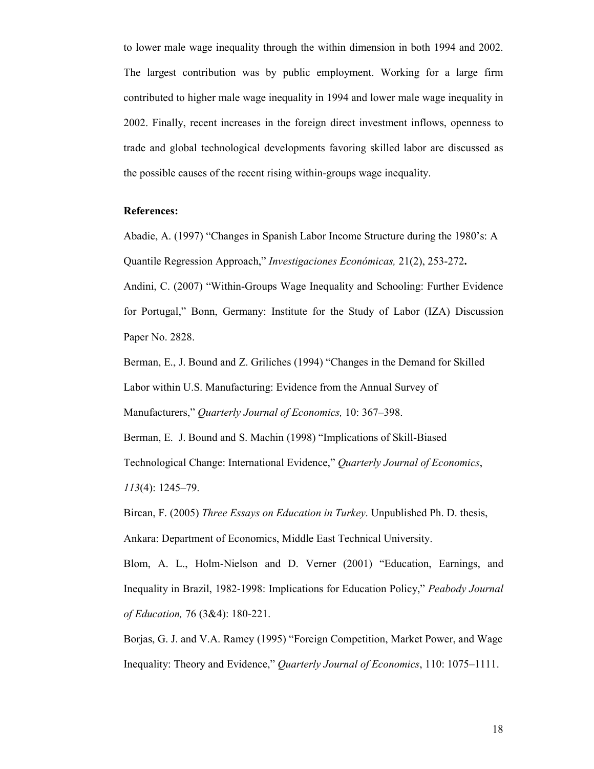to lower male wage inequality through the within dimension in both 1994 and 2002. The largest contribution was by public employment. Working for a large firm contributed to higher male wage inequality in 1994 and lower male wage inequality in 2002. Finally, recent increases in the foreign direct investment inflows, openness to trade and global technological developments favoring skilled labor are discussed as the possible causes of the recent rising within-groups wage inequality.

**References:**

Abadie, A. (1997) "Changes in Spanish Labor Income Structure during the 1980's: A Quantile Regression Approach," *Investigaciones Económicas,* 21(2), 253-272**.**

Andini, C. (2007) "Within-Groups Wage Inequality and Schooling: Further Evidence for Portugal," Bonn, Germany: Institute for the Study of Labor (IZA) Discussion Paper No. 2828.

Berman, E., J. Bound and Z. Griliches (1994) "Changes in the Demand for Skilled Labor within U.S. Manufacturing: Evidence from the Annual Survey of Manufacturers," *Quarterly Journal of Economics,* 10: 367–398.

Berman, E. J. Bound and S. Machin (1998) "Implications of Skill-Biased Technological Change: International Evidence," *Quarterly Journal of Economics*, *113*(4): 1245–79.

Bircan, F. (2005) *Three Essays on Education in Turkey*. Unpublished Ph. D. thesis, Ankara: Department of Economics, Middle East Technical University.

Blom, A. L., Holm-Nielson and D. Verner (2001) "Education, Earnings, and Inequality in Brazil, 1982-1998: Implications for Education Policy," *Peabody Journal of Education,* 76 (3&4): 180-221.

Borjas, G. J. and V.A. Ramey (1995) "Foreign Competition, Market Power, and Wage Inequality: Theory and Evidence," *Quarterly Journal of Economics*, 110: 1075–1111.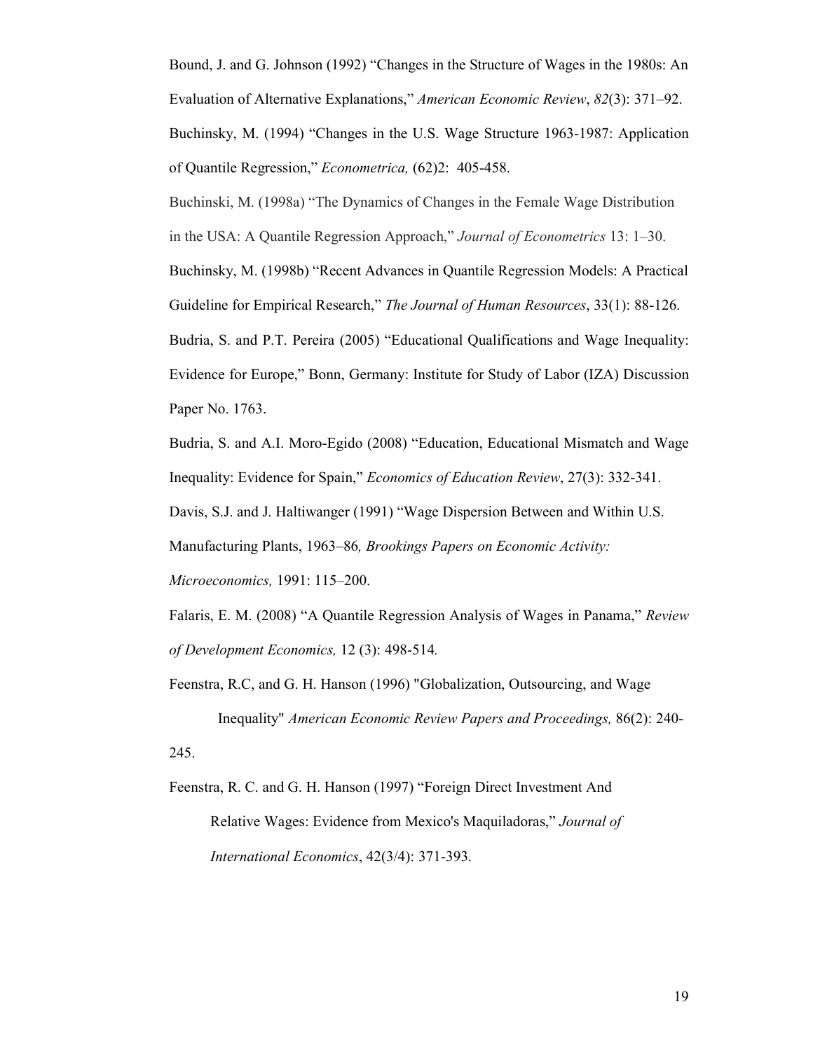Bound, J. and G. Johnson (1992) "Changes in the Structure of Wages in the 1980s: An Evaluation of Alternative Explanations," *American Economic Review*, *82*(3): 371–92.

Buchinsky, M. (1994) "Changes in the U.S. Wage Structure 1963-1987: Application of Quantile Regression," *Econometrica,* (62)2: 405-458.

Buchinski, M. (1998a) "The Dynamics of Changes in the Female Wage Distribution in the USA: A Quantile Regression Approach," *Journal of Econometrics* 13: 1–30.

Buchinsky, M. (1998b) "Recent Advances in Quantile Regression Models: A Practical Guideline for Empirical Research," *The Journal of Human Resources*, 33(1): 88-126.

Budria, S. and P.T. Pereira (2005) "Educational Qualifications and Wage Inequality: Evidence for Europe," Bonn, Germany: Institute for Study of Labor (IZA) Discussion Paper No. 1763.

Budria, S. and A.I. Moro-Egido (2008) "Education, Educational Mismatch and Wage Inequality: Evidence for Spain," *Economics of Education Review*, 27(3): 332-341.

Davis, S.J. and J. Haltiwanger (1991) "Wage Dispersion Between and Within U.S. Manufacturing Plants, 1963–86*, Brookings Papers on Economic Activity: Microeconomics,* 1991: 115–200.

Falaris, E. M. (2008) "A Quantile Regression Analysis of Wages in Panama," *Review of Development Economics,* 12 (3): 498-514*.*

Feenstra, R.C, and G. H. Hanson (1996) "Globalization, Outsourcing, and Wage Inequality" *American Economic Review Papers and Proceedings,* 86(2): 240-245.

Feenstra, R. C. and G. H. Hanson (1997) "Foreign Direct Investment And Relative Wages: Evidence from Mexico's Maquiladoras," *Journal of International Economics*, 42(3/4): 371-393.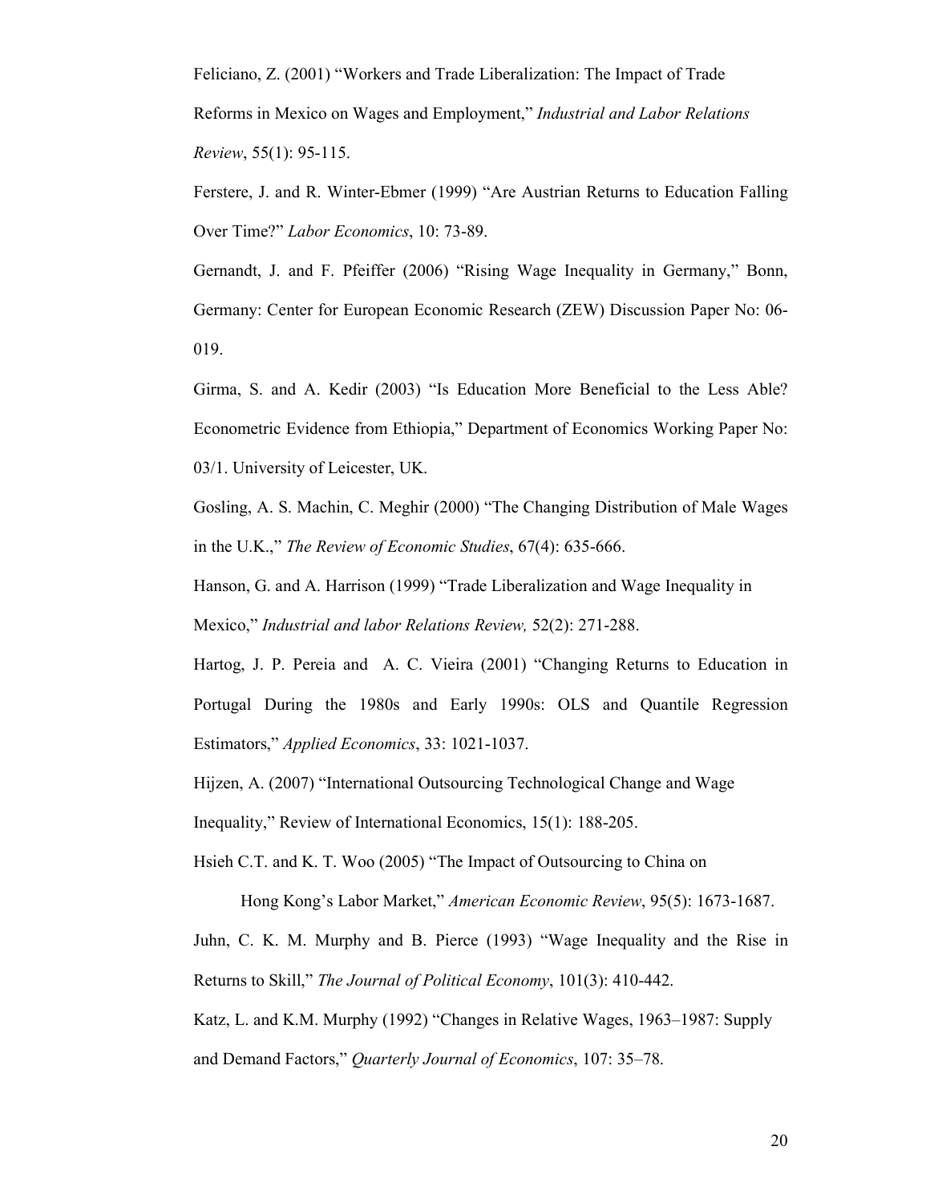Feliciano, Z. (2001) “Workers and Trade Liberalization: The Impact of Trade Reforms in Mexico on Wages and Employment,” *Industrial and Labor Relations Review*, 55(1): 95-115.

Ferstere, J. and R. Winter-Ebmer (1999) “Are Austrian Returns to Education Falling Over Time?” *Labor Economics*, 10: 73-89.

Gernandt, J. and F. Pfeiffer (2006) “Rising Wage Inequality in Germany,” Bonn, Germany: Center for European Economic Research (ZEW) Discussion Paper No: 06-019.

Girma, S. and A. Kedir (2003) “Is Education More Beneficial to the Less Able? Econometric Evidence from Ethiopia,” Department of Economics Working Paper No: 03/1. University of Leicester, UK.

Gosling, A. S. Machin, C. Meghir (2000) “The Changing Distribution of Male Wages in the U.K.,” *The Review of Economic Studies*, 67(4): 635-666.

Hanson, G. and A. Harrison (1999) “Trade Liberalization and Wage Inequality in Mexico,” *Industrial and labor Relations Review,* 52(2): 271-288.

Hartog, J. P. Pereia and A. C. Vieira (2001) “Changing Returns to Education in Portugal During the 1980s and Early 1990s: OLS and Quantile Regression Estimators,” *Applied Economics*, 33: 1021-1037.

Hijzen, A. (2007) “International Outsourcing Technological Change and Wage Inequality,” Review of International Economics, 15(1): 188-205.

Hsieh C.T. and K. T. Woo (2005) “The Impact of Outsourcing to China on Hong Kong’s Labor Market,” *American Economic Review*, 95(5): 1673-1687.

Juhn, C. K. M. Murphy and B. Pierce (1993) “Wage Inequality and the Rise in Returns to Skill,” *The Journal of Political Economy*, 101(3): 410-442.

Katz, L. and K.M. Murphy (1992) “Changes in Relative Wages, 1963–1987: Supply and Demand Factors,” *Quarterly Journal of Economics*, 107: 35–78.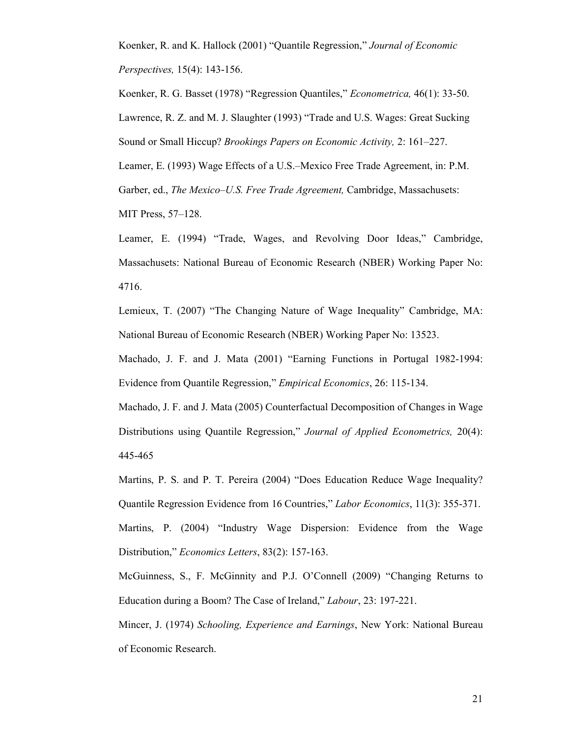Koenker, R. and K. Hallock (2001) "Quantile Regression," *Journal of Economic Perspectives,* 15(4): 143-156.

Koenker, R. G. Basset (1978) "Regression Quantiles," *Econometrica,* 46(1): 33-50.

Lawrence, R. Z. and M. J. Slaughter (1993) "Trade and U.S. Wages: Great Sucking Sound or Small Hiccup? *Brookings Papers on Economic Activity,* 2: 161–227.

Leamer, E. (1993) Wage Effects of a U.S.–Mexico Free Trade Agreement, in: P.M. Garber, ed., *The Mexico–U.S. Free Trade Agreement,* Cambridge, Massachusets: MIT Press, 57–128.

Leamer, E. (1994) "Trade, Wages, and Revolving Door Ideas," Cambridge, Massachusets: National Bureau of Economic Research (NBER) Working Paper No: 4716.

Lemieux, T. (2007) "The Changing Nature of Wage Inequality" Cambridge, MA: National Bureau of Economic Research (NBER) Working Paper No: 13523.

Machado, J. F. and J. Mata (2001) "Earning Functions in Portugal 1982-1994: Evidence from Quantile Regression," *Empirical Economics*, 26: 115-134.

Machado, J. F. and J. Mata (2005) Counterfactual Decomposition of Changes in Wage Distributions using Quantile Regression," *Journal of Applied Econometrics,* 20(4): 445-465

Martins, P. S. and P. T. Pereira (2004) "Does Education Reduce Wage Inequality? Quantile Regression Evidence from 16 Countries," *Labor Economics*, 11(3): 355-371.

Martins, P. (2004) "Industry Wage Dispersion: Evidence from the Wage Distribution," *Economics Letters*, 83(2): 157-163.

McGuinness, S., F. McGinnity and P.J. O'Connell (2009) "Changing Returns to Education during a Boom? The Case of Ireland," *Labour*, 23: 197-221.

Mincer, J. (1974) *Schooling, Experience and Earnings*, New York: National Bureau of Economic Research.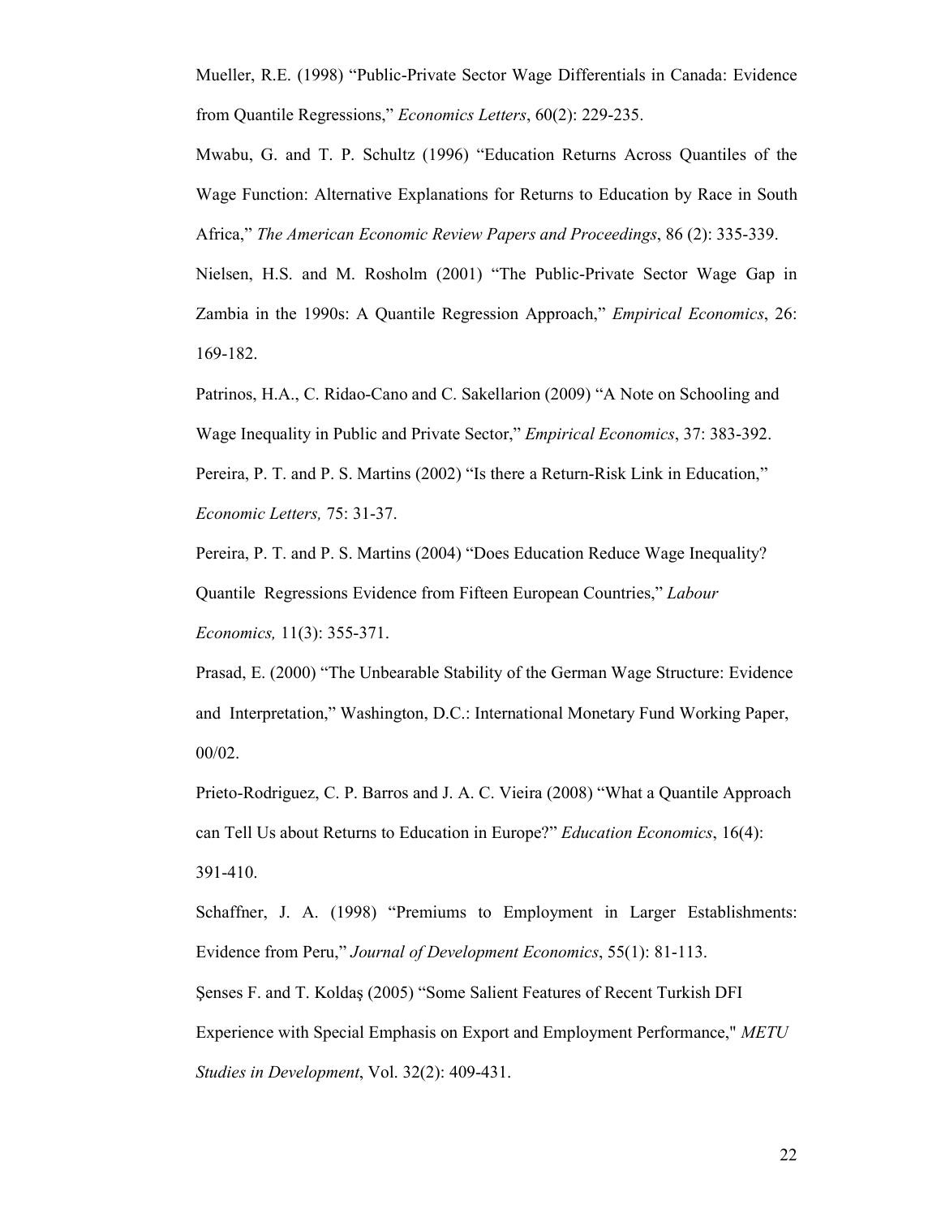Mueller, R.E. (1998) "Public-Private Sector Wage Differentials in Canada: Evidence from Quantile Regressions," *Economics Letters*, 60(2): 229-235.

Mwabu, G. and T. P. Schultz (1996) "Education Returns Across Quantiles of the Wage Function: Alternative Explanations for Returns to Education by Race in South Africa," *The American Economic Review Papers and Proceedings*, 86 (2): 335-339.

Nielsen, H.S. and M. Rosholm (2001) "The Public-Private Sector Wage Gap in Zambia in the 1990s: A Quantile Regression Approach," *Empirical Economics*, 26: 169-182.

Patrinos, H.A., C. Ridao-Cano and C. Sakellarion (2009) "A Note on Schooling and Wage Inequality in Public and Private Sector," *Empirical Economics*, 37: 383-392.

Pereira, P. T. and P. S. Martins (2002) "Is there a Return-Risk Link in Education," *Economic Letters,* 75: 31-37.

Pereira, P. T. and P. S. Martins (2004) "Does Education Reduce Wage Inequality? Quantile Regressions Evidence from Fifteen European Countries," *Labour Economics,* 11(3): 355-371.

Prasad, E. (2000) "The Unbearable Stability of the German Wage Structure: Evidence and Interpretation," Washington, D.C.: International Monetary Fund Working Paper, 00/02.

Prieto-Rodriguez, C. P. Barros and J. A. C. Vieira (2008) "What a Quantile Approach can Tell Us about Returns to Education in Europe?" *Education Economics*, 16(4): 391-410.

Schaffner, J. A. (1998) "Premiums to Employment in Larger Establishments: Evidence from Peru," *Journal of Development Economics*, 55(1): 81-113.

Şenses F. and T. Koldaş (2005) "Some Salient Features of Recent Turkish DFI Experience with Special Emphasis on Export and Employment Performance," *METU Studies in Development*, Vol. 32(2): 409-431.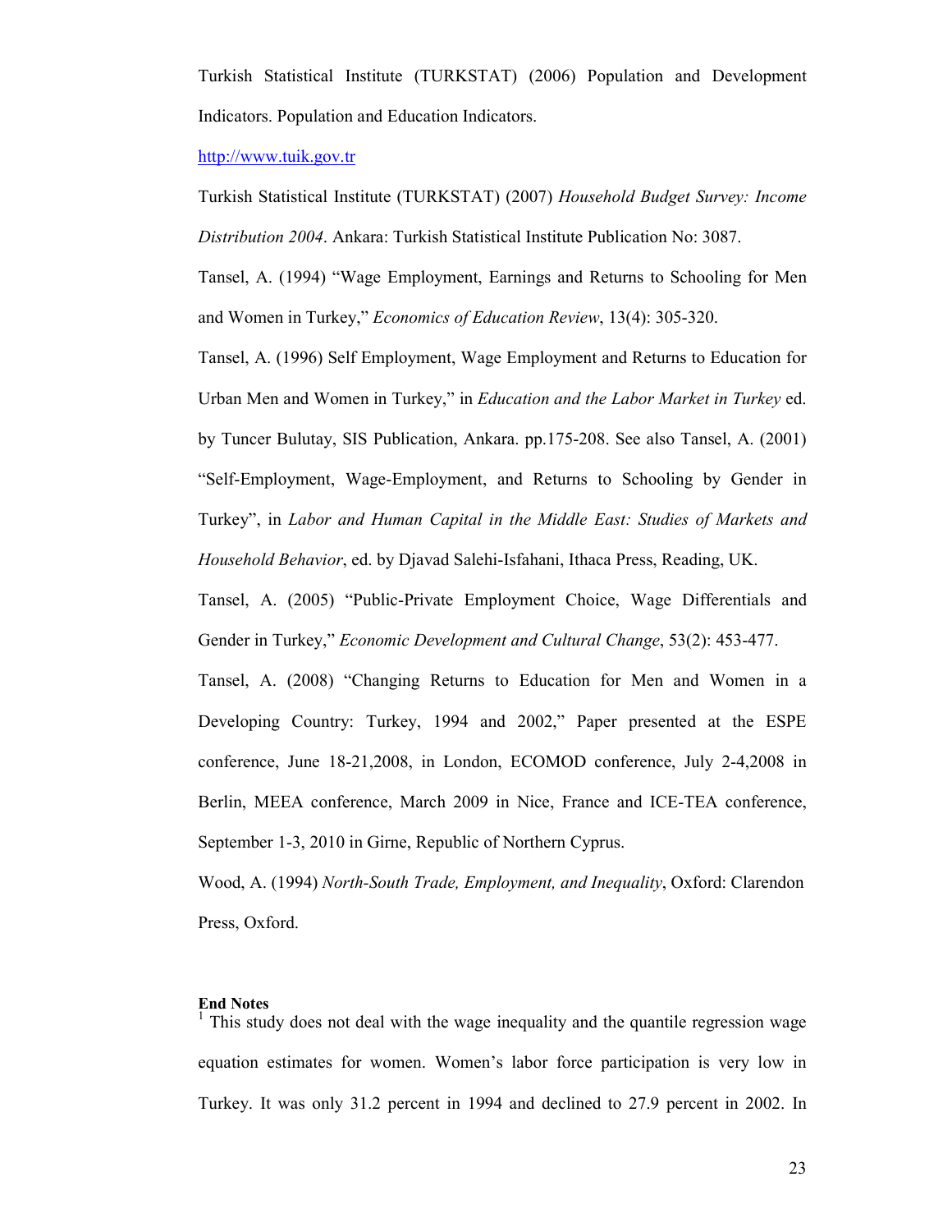Turkish Statistical Institute (TURKSTAT) (2006) Population and Development Indicators. Population and Education Indicators.

http://www.tuik.gov.tr

Turkish Statistical Institute (TURKSTAT) (2007) *Household Budget Survey: Income Distribution 2004*. Ankara: Turkish Statistical Institute Publication No: 3087.

Tansel, A. (1994) "Wage Employment, Earnings and Returns to Schooling for Men and Women in Turkey," *Economics of Education Review*, 13(4): 305-320.

Tansel, A. (1996) Self Employment, Wage Employment and Returns to Education for Urban Men and Women in Turkey," in *Education and the Labor Market in Turkey* ed. by Tuncer Bulutay, SIS Publication, Ankara. pp.175-208. See also Tansel, A. (2001) "Self-Employment, Wage-Employment, and Returns to Schooling by Gender in Turkey", in *Labor and Human Capital in the Middle East: Studies of Markets and Household Behavior*, ed. by Djavad Salehi-Isfahani, Ithaca Press, Reading, UK.

Tansel, A. (2005) "Public-Private Employment Choice, Wage Differentials and Gender in Turkey," *Economic Development and Cultural Change*, 53(2): 453-477.

Tansel, A. (2008) "Changing Returns to Education for Men and Women in a Developing Country: Turkey, 1994 and 2002," Paper presented at the ESPE conference, June 18-21,2008, in London, ECOMOD conference, July 2-4,2008 in Berlin, MEEA conference, March 2009 in Nice, France and ICE-TEA conference, September 1-3, 2010 in Girne, Republic of Northern Cyprus.

Wood, A. (1994) *North-South Trade, Employment, and Inequality*, Oxford: Clarendon Press, Oxford.

**End Notes**

[1] This study does not deal with the wage inequality and the quantile regression wage equation estimates for women. Women's labor force participation is very low in Turkey. It was only 31.2 percent in 1994 and declined to 27.9 percent in 2002. In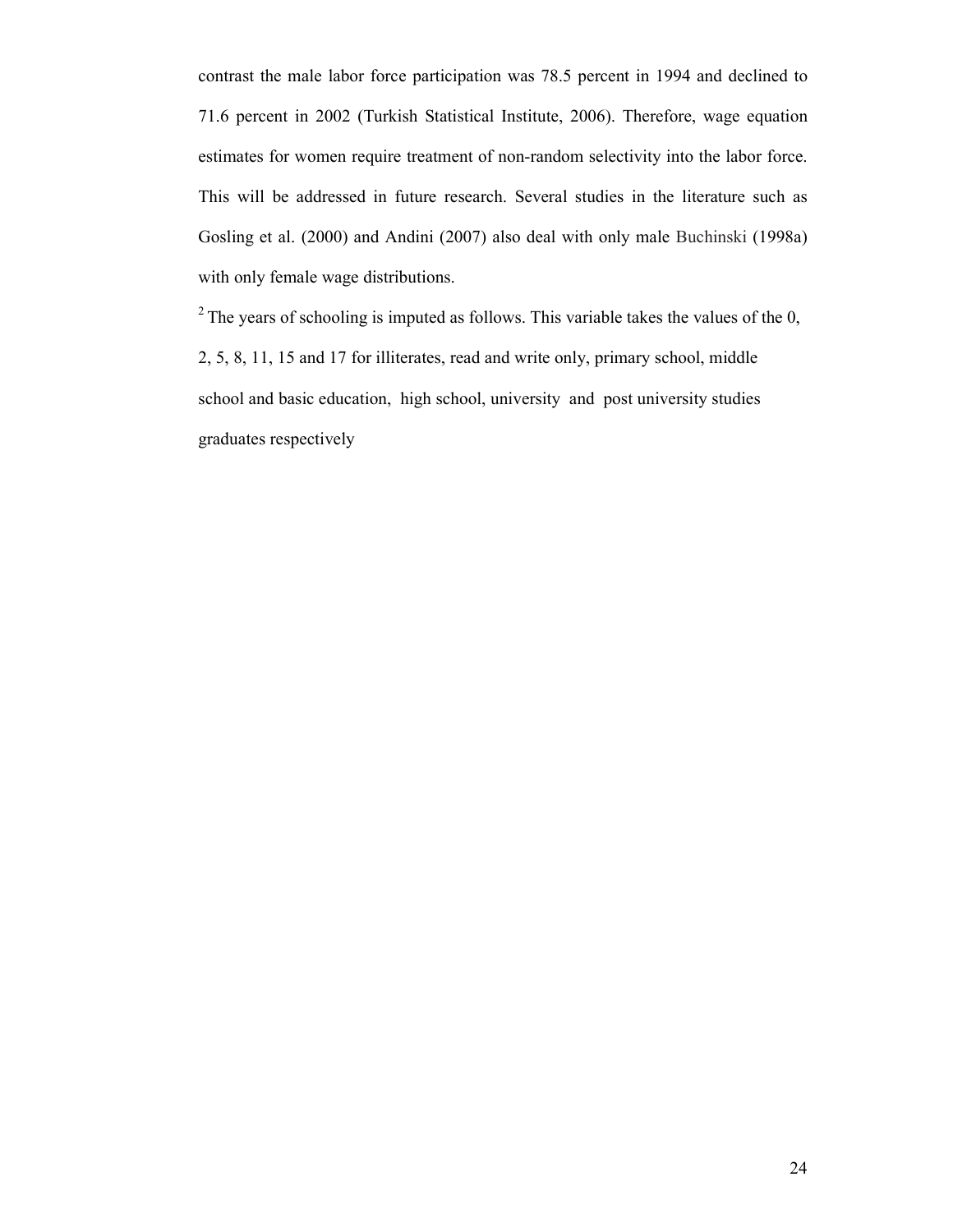contrast the male labor force participation was 78.5 percent in 1994 and declined to 71.6 percent in 2002 (Turkish Statistical Institute, 2006). Therefore, wage equation estimates for women require treatment of non-random selectivity into the labor force. This will be addressed in future research. Several studies in the literature such as Gosling et al. (2000) and Andini (2007) also deal with only male Buchinski (1998a) with only female wage distributions.

[2] The years of schooling is imputed as follows. This variable takes the values of the 0, 2, 5, 8, 11, 15 and 17 for illiterates, read and write only, primary school, middle school and basic education, high school, university and post university studies graduates respectively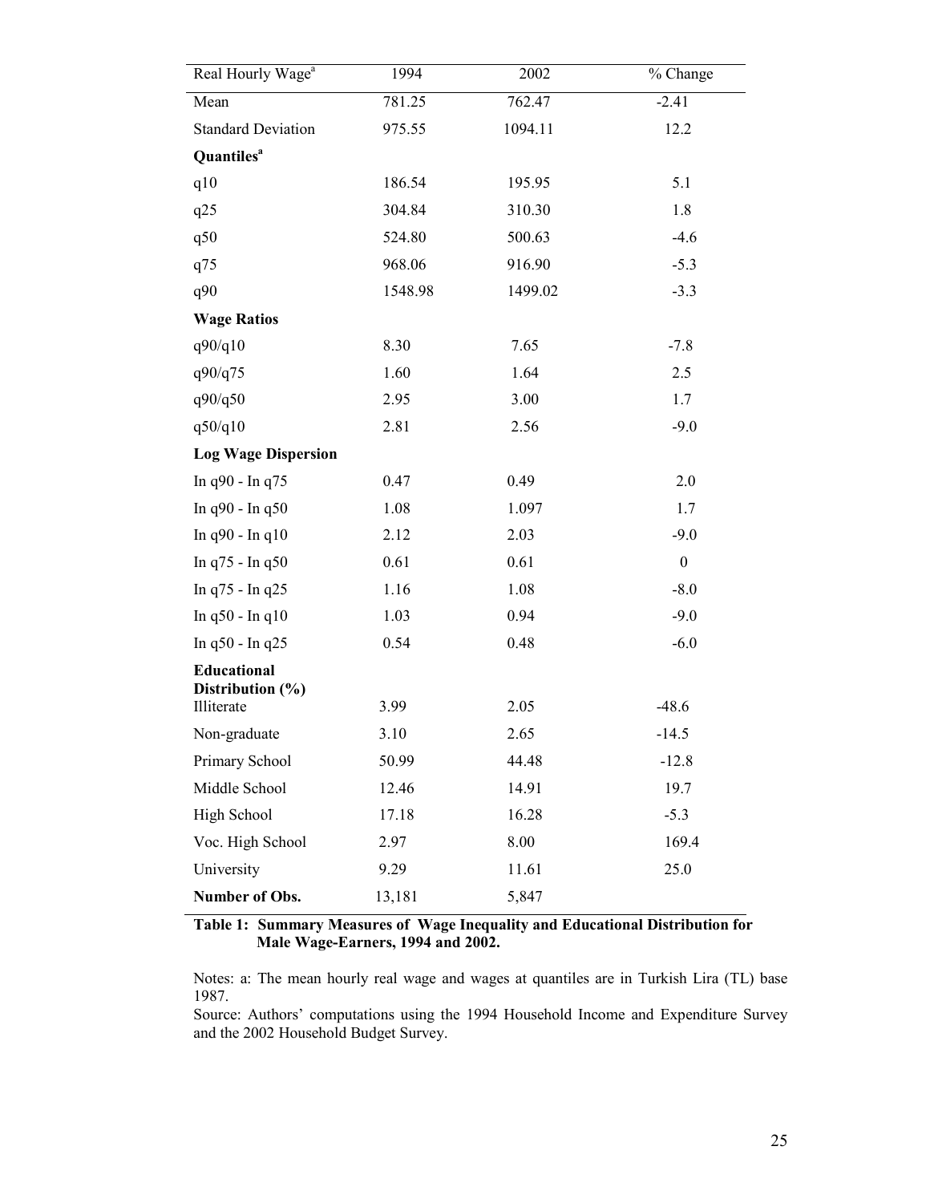| Real Hourly Wage[a] | 1994 | 2002 | % Change |
|---|---|---|---|
| Mean | 781.25 | 762.47 | -2.41 |
| Standard Deviation | 975.55 | 1094.11 | 12.2 |
| **Quantiles[a]** | | | |
| q10 | 186.54 | 195.95 | 5.1 |
| q25 | 304.84 | 310.30 | 1.8 |
| q50 | 524.80 | 500.63 | -4.6 |
| q75 | 968.06 | 916.90 | -5.3 |
| q90 | 1548.98 | 1499.02 | -3.3 |
| **Wage Ratios** | | | |
| q90/q10 | 8.30 | 7.65 | -7.8 |
| q90/q75 | 1.60 | 1.64 | 2.5 |
| q90/q50 | 2.95 | 3.00 | 1.7 |
| q50/q10 | 2.81 | 2.56 | -9.0 |
| **Log Wage Dispersion** | | | |
| ln q90 - ln q75 | 0.47 | 0.49 | 2.0 |
| ln q90 - ln q50 | 1.08 | 1.097 | 1.7 |
| ln q90 - ln q10 | 2.12 | 2.03 | -9.0 |
| ln q75 - ln q50 | 0.61 | 0.61 | 0 |
| ln q75 - ln q25 | 1.16 | 1.08 | -8.0 |
| ln q50 - ln q10 | 1.03 | 0.94 | -9.0 |
| ln q50 - ln q25 | 0.54 | 0.48 | -6.0 |
| **Educational Distribution (%)** | | | |
| Illiterate | 3.99 | 2.05 | -48.6 |
| Non-graduate | 3.10 | 2.65 | -14.5 |
| Primary School | 50.99 | 44.48 | -12.8 |
| Middle School | 12.46 | 14.91 | 19.7 |
| High School | 17.18 | 16.28 | -5.3 |
| Voc. High School | 2.97 | 8.00 | 169.4 |
| University | 9.29 | 11.61 | 25.0 |
| **Number of Obs.** | 13,181 | 5,847 | |

**Table 1: Summary Measures of Wage Inequality and Educational Distribution for Male Wage-Earners, 1994 and 2002.**

Notes: a: The mean hourly real wage and wages at quantiles are in Turkish Lira (TL) base 1987.

Source: Authors' computations using the 1994 Household Income and Expenditure Survey and the 2002 Household Budget Survey.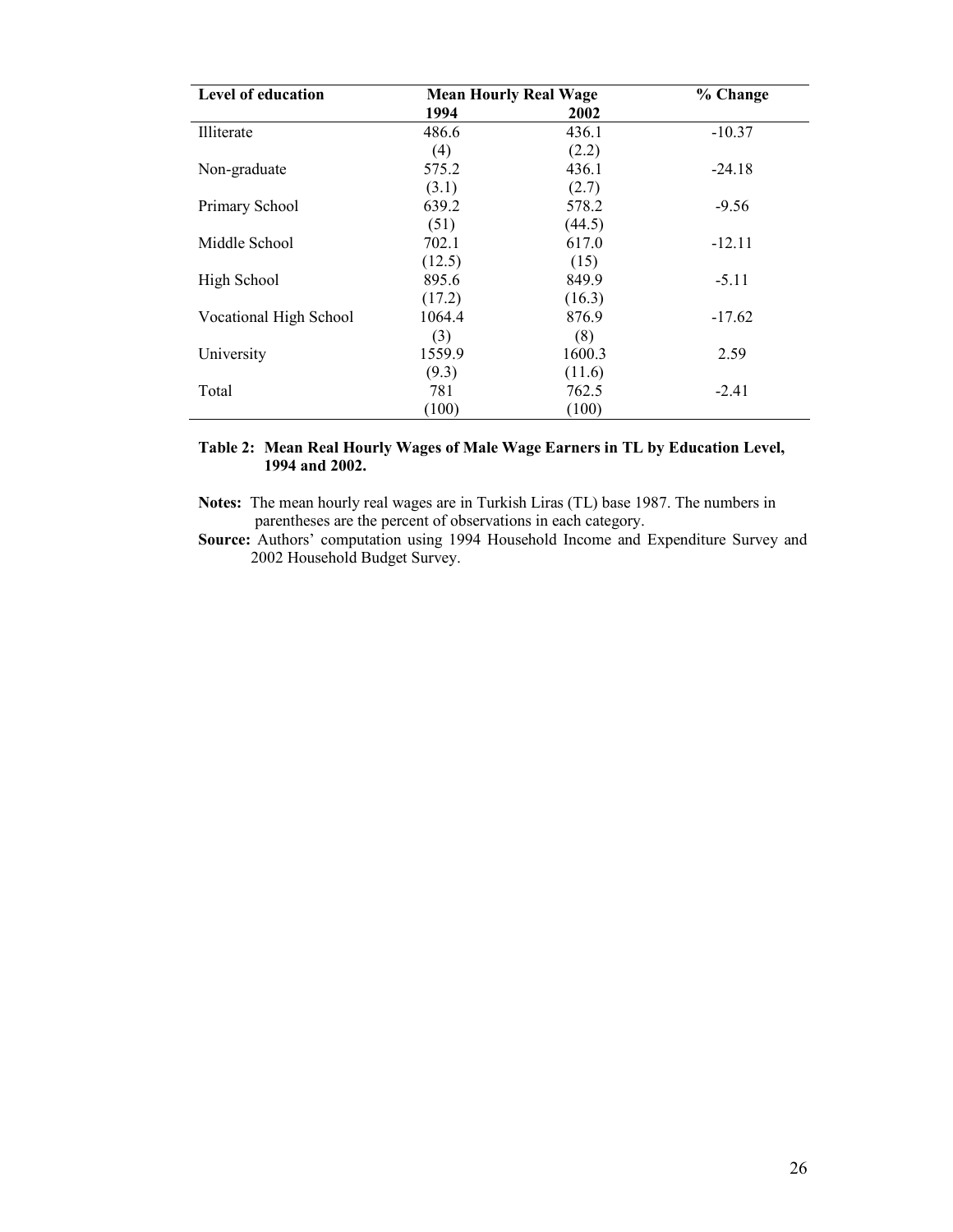| Level of education | Mean Hourly Real Wage | | % Change |
|---|---|---|---|
| | 1994 | 2002 | |
| Illiterate | 486.6 | 436.1 | -10.37 |
| | (4) | (2.2) | |
| Non-graduate | 575.2 | 436.1 | -24.18 |
| | (3.1) | (2.7) | |
| Primary School | 639.2 | 578.2 | -9.56 |
| | (51) | (44.5) | |
| Middle School | 702.1 | 617.0 | -12.11 |
| | (12.5) | (15) | |
| High School | 895.6 | 849.9 | -5.11 |
| | (17.2) | (16.3) | |
| Vocational High School | 1064.4 | 876.9 | -17.62 |
| | (3) | (8) | |
| University | 1559.9 | 1600.3 | 2.59 |
| | (9.3) | (11.6) | |
| Total | 781 | 762.5 | -2.41 |
| | (100) | (100) | |

**Table 2: Mean Real Hourly Wages of Male Wage Earners in TL by Education Level, 1994 and 2002.**

**Notes:** The mean hourly real wages are in Turkish Liras (TL) base 1987. The numbers in parentheses are the percent of observations in each category.

**Source:** Authors' computation using 1994 Household Income and Expenditure Survey and 2002 Household Budget Survey.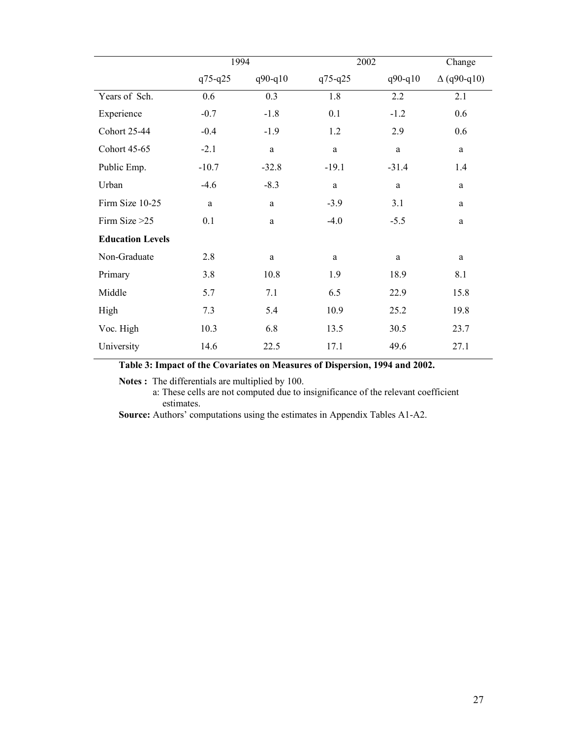| | 1994 | | 2002 | | Change |
|---|---|---|---|---|---|
| | q75-q25 | q90-q10 | q75-q25 | q90-q10 | Δ (q90-q10) |
| Years of Sch. | 0.6 | 0.3 | 1.8 | 2.2 | 2.1 |
| Experience | -0.7 | -1.8 | 0.1 | -1.2 | 0.6 |
| Cohort 25-44 | -0.4 | -1.9 | 1.2 | 2.9 | 0.6 |
| Cohort 45-65 | -2.1 | a | a | a | a |
| Public Emp. | -10.7 | -32.8 | -19.1 | -31.4 | 1.4 |
| Urban | -4.6 | -8.3 | a | a | a |
| Firm Size 10-25 | a | a | -3.9 | 3.1 | a |
| Firm Size >25 | 0.1 | a | -4.0 | -5.5 | a |
| **Education Levels** | | | | | |
| Non-Graduate | 2.8 | a | a | a | a |
| Primary | 3.8 | 10.8 | 1.9 | 18.9 | 8.1 |
| Middle | 5.7 | 7.1 | 6.5 | 22.9 | 15.8 |
| High | 7.3 | 5.4 | 10.9 | 25.2 | 19.8 |
| Voc. High | 10.3 | 6.8 | 13.5 | 30.5 | 23.7 |
| University | 14.6 | 22.5 | 17.1 | 49.6 | 27.1 |

**Table 3: Impact of the Covariates on Measures of Dispersion, 1994 and 2002.**

**Notes :** The differentials are multiplied by 100.
a: These cells are not computed due to insignificance of the relevant coefficient estimates.

**Source:** Authors' computations using the estimates in Appendix Tables A1-A2.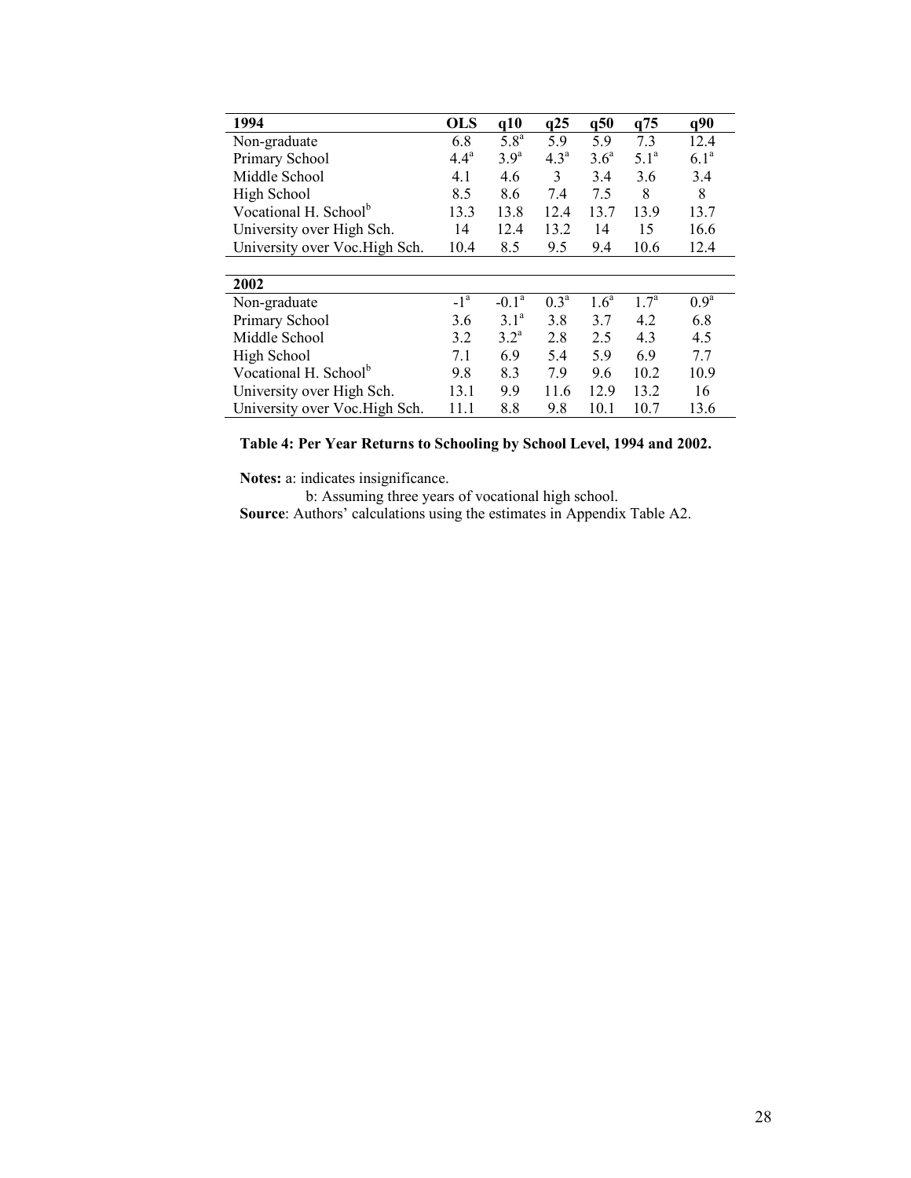| 1994 | OLS | q10 | q25 | q50 | q75 | q90 |
|---|---|---|---|---|---|---|
| Non-graduate | 6.8 | 5.8[a] | 5.9 | 5.9 | 7.3 | 12.4 |
| Primary School | 4.4[a] | 3.9[a] | 4.3[a] | 3.6[a] | 5.1[a] | 6.1[a] |
| Middle School | 4.1 | 4.6 | 3 | 3.4 | 3.6 | 3.4 |
| High School | 8.5 | 8.6 | 7.4 | 7.5 | 8 | 8 |
| Vocational H. School[b] | 13.3 | 13.8 | 12.4 | 13.7 | 13.9 | 13.7 |
| University over High Sch. | 14 | 12.4 | 13.2 | 14 | 15 | 16.6 |
| University over Voc.High Sch. | 10.4 | 8.5 | 9.5 | 9.4 | 10.6 | 12.4 |
| **2002** | | | | | | |
| Non-graduate | -1[a] | -0.1[a] | 0.3[a] | 1.6[a] | 1.7[a] | 0.9[a] |
| Primary School | 3.6 | 3.1[a] | 3.8 | 3.7 | 4.2 | 6.8 |
| Middle School | 3.2 | 3.2[a] | 2.8 | 2.5 | 4.3 | 4.5 |
| High School | 7.1 | 6.9 | 5.4 | 5.9 | 6.9 | 7.7 |
| Vocational H. School[b] | 9.8 | 8.3 | 7.9 | 9.6 | 10.2 | 10.9 |
| University over High Sch. | 13.1 | 9.9 | 11.6 | 12.9 | 13.2 | 16 |
| University over Voc.High Sch. | 11.1 | 8.8 | 9.8 | 10.1 | 10.7 | 13.6 |

**Table 4: Per Year Returns to Schooling by School Level, 1994 and 2002.**

**Notes:** a: indicates insignificance.

b: Assuming three years of vocational high school.

**Source**: Authors' calculations using the estimates in Appendix Table A2.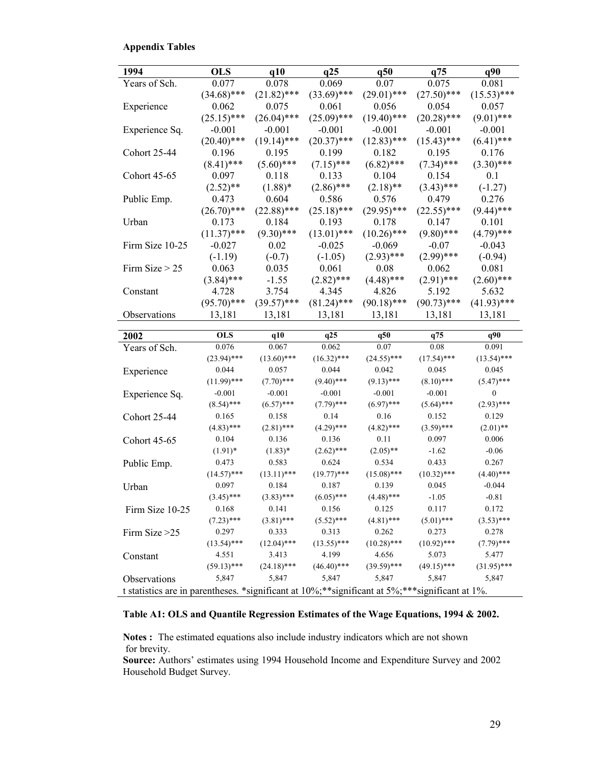**Appendix Tables**

| 1994 | OLS | q10 | q25 | q50 | q75 | q90 |
|---|---|---|---|---|---|---|
| Years of Sch. | 0.077 | 0.078 | 0.069 | 0.07 | 0.075 | 0.081 |
| | (34.68)*** | (21.82)*** | (33.69)*** | (29.01)*** | (27.50)*** | (15.53)*** |
| Experience | 0.062 | 0.075 | 0.061 | 0.056 | 0.054 | 0.057 |
| | (25.15)*** | (26.04)*** | (25.09)*** | (19.40)*** | (20.28)*** | (9.01)*** |
| Experience Sq. | -0.001 | -0.001 | -0.001 | -0.001 | -0.001 | -0.001 |
| | (20.40)*** | (19.14)*** | (20.37)*** | (12.83)*** | (15.43)*** | (6.41)*** |
| Cohort 25-44 | 0.196 | 0.195 | 0.199 | 0.182 | 0.195 | 0.176 |
| | (8.41)*** | (5.60)*** | (7.15)*** | (6.82)*** | (7.34)*** | (3.30)*** |
| Cohort 45-65 | 0.097 | 0.118 | 0.133 | 0.104 | 0.154 | 0.1 |
| | (2.52)** | (1.88)* | (2.86)*** | (2.18)** | (3.43)*** | (-1.27) |
| Public Emp. | 0.473 | 0.604 | 0.586 | 0.576 | 0.479 | 0.276 |
| | (26.70)*** | (22.88)*** | (25.18)*** | (29.95)*** | (22.55)*** | (9.44)*** |
| Urban | 0.173 | 0.184 | 0.193 | 0.178 | 0.147 | 0.101 |
| | (11.37)*** | (9.30)*** | (13.01)*** | (10.26)*** | (9.80)*** | (4.79)*** |
| Firm Size 10-25 | -0.027 | 0.02 | -0.025 | -0.069 | -0.07 | -0.043 |
| | (-1.19) | (-0.7) | (-1.05) | (2.93)*** | (2.99)*** | (-0.94) |
| Firm Size > 25 | 0.063 | 0.035 | 0.061 | 0.08 | 0.062 | 0.081 |
| | (3.84)*** | -1.55 | (2.82)*** | (4.48)*** | (2.91)*** | (2.60)*** |
| Constant | 4.728 | 3.754 | 4.345 | 4.826 | 5.192 | 5.632 |
| | (95.70)*** | (39.57)*** | (81.24)*** | (90.18)*** | (90.73)*** | (41.93)*** |
| Observations | 13,181 | 13,181 | 13,181 | 13,181 | 13,181 | 13,181 |

| 2002 | OLS | q10 | q25 | q50 | q75 | q90 |
|---|---|---|---|---|---|---|
| Years of Sch. | 0.076 | 0.067 | 0.062 | 0.07 | 0.08 | 0.091 |
| | (23.94)*** | (13.60)*** | (16.32)*** | (24.55)*** | (17.54)*** | (13.54)*** |
| Experience | 0.044 | 0.057 | 0.044 | 0.042 | 0.045 | 0.045 |
| | (11.99)*** | (7.70)*** | (9.40)*** | (9.13)*** | (8.10)*** | (5.47)*** |
| Experience Sq. | -0.001 | -0.001 | -0.001 | -0.001 | -0.001 | 0 |
| | (8.54)*** | (6.57)*** | (7.79)*** | (6.97)*** | (5.64)*** | (2.93)*** |
| Cohort 25-44 | 0.165 | 0.158 | 0.14 | 0.16 | 0.152 | 0.129 |
| | (4.83)*** | (2.81)*** | (4.29)*** | (4.82)*** | (3.59)*** | (2.01)** |
| Cohort 45-65 | 0.104 | 0.136 | 0.136 | 0.11 | 0.097 | 0.006 |
| | (1.91)* | (1.83)* | (2.62)*** | (2.05)** | -1.62 | -0.06 |
| Public Emp. | 0.473 | 0.583 | 0.624 | 0.534 | 0.433 | 0.267 |
| | (14.57)*** | (13.11)*** | (19.77)*** | (15.08)*** | (10.32)*** | (4.40)*** |
| Urban | 0.097 | 0.184 | 0.187 | 0.139 | 0.045 | -0.044 |
| | (3.45)*** | (3.83)*** | (6.05)*** | (4.48)*** | -1.05 | -0.81 |
| Firm Size 10-25 | 0.168 | 0.141 | 0.156 | 0.125 | 0.117 | 0.172 |
| | (7.23)*** | (3.81)*** | (5.52)*** | (4.81)*** | (5.01)*** | (3.53)*** |
| Firm Size >25 | 0.297 | 0.333 | 0.313 | 0.262 | 0.273 | 0.278 |
| | (13.54)*** | (12.04)*** | (13.55)*** | (10.28)*** | (10.92)*** | (7.79)*** |
| Constant | 4.551 | 3.413 | 4.199 | 4.656 | 5.073 | 5.477 |
| | (59.13)*** | (24.18)*** | (46.40)*** | (39.59)*** | (49.15)*** | (31.95)*** |
| Observations | 5,847 | 5,847 | 5,847 | 5,847 | 5,847 | 5,847 |

t statistics are in parentheses. *significant at 10%;**significant at 5%;***significant at 1%.

**Table A1: OLS and Quantile Regression Estimates of the Wage Equations, 1994 & 2002.**

**Notes :** The estimated equations also include industry indicators which are not shown for brevity.

**Source:** Authors' estimates using 1994 Household Income and Expenditure Survey and 2002 Household Budget Survey.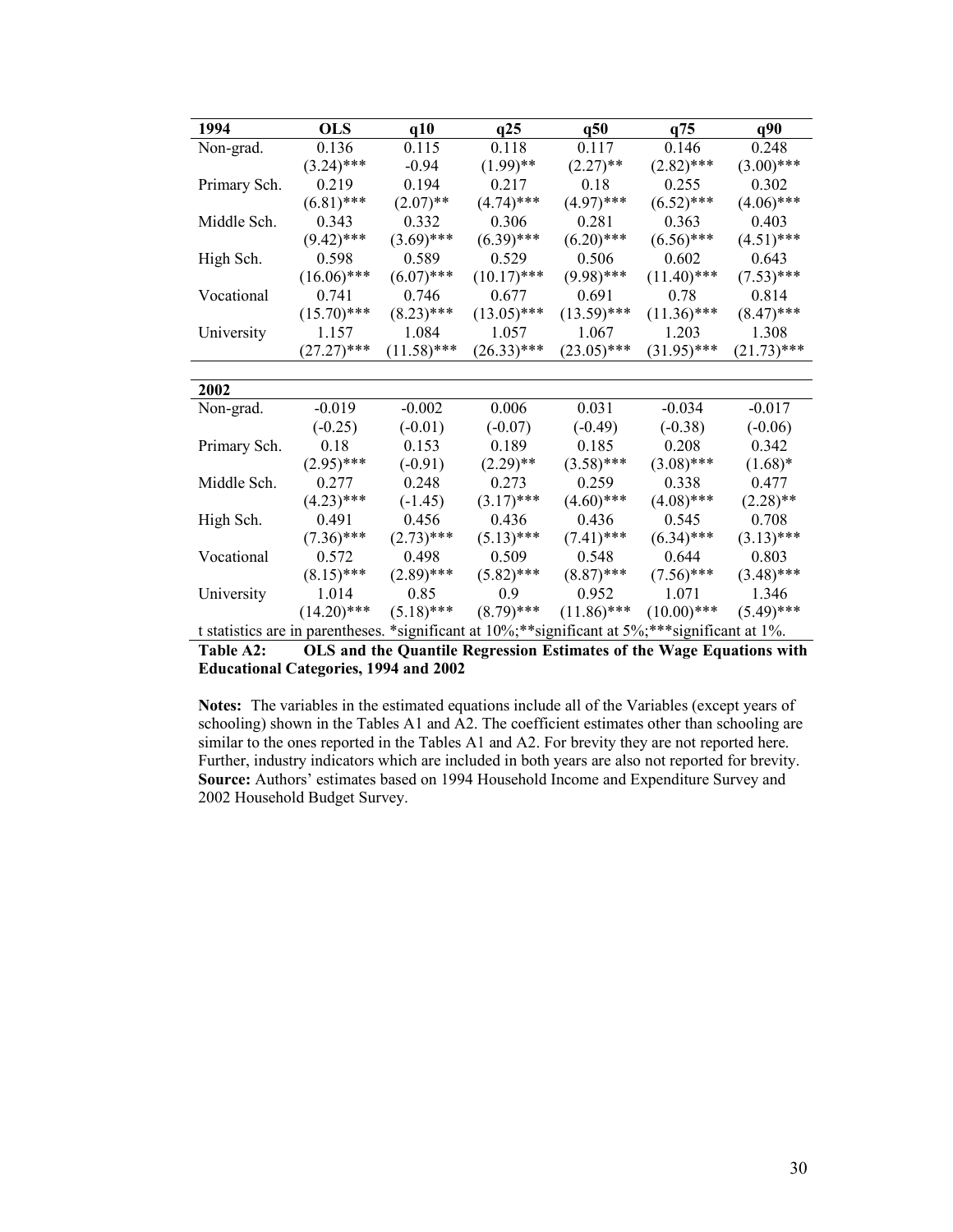| 1994 | OLS | q10 | q25 | q50 | q75 | q90 |
|---|---|---|---|---|---|---|
| Non-grad. | 0.136 | 0.115 | 0.118 | 0.117 | 0.146 | 0.248 |
| | (3.24)*** | -0.94 | (1.99)** | (2.27)** | (2.82)*** | (3.00)*** |
| Primary Sch. | 0.219 | 0.194 | 0.217 | 0.18 | 0.255 | 0.302 |
| | (6.81)*** | (2.07)** | (4.74)*** | (4.97)*** | (6.52)*** | (4.06)*** |
| Middle Sch. | 0.343 | 0.332 | 0.306 | 0.281 | 0.363 | 0.403 |
| | (9.42)*** | (3.69)*** | (6.39)*** | (6.20)*** | (6.56)*** | (4.51)*** |
| High Sch. | 0.598 | 0.589 | 0.529 | 0.506 | 0.602 | 0.643 |
| | (16.06)*** | (6.07)*** | (10.17)*** | (9.98)*** | (11.40)*** | (7.53)*** |
| Vocational | 0.741 | 0.746 | 0.677 | 0.691 | 0.78 | 0.814 |
| | (15.70)*** | (8.23)*** | (13.05)*** | (13.59)*** | (11.36)*** | (8.47)*** |
| University | 1.157 | 1.084 | 1.057 | 1.067 | 1.203 | 1.308 |
| | (27.27)*** | (11.58)*** | (26.33)*** | (23.05)*** | (31.95)*** | (21.73)*** |
| **2002** | | | | | | |
| Non-grad. | -0.019 | -0.002 | 0.006 | 0.031 | -0.034 | -0.017 |
| | (-0.25) | (-0.01) | (-0.07) | (-0.49) | (-0.38) | (-0.06) |
| Primary Sch. | 0.18 | 0.153 | 0.189 | 0.185 | 0.208 | 0.342 |
| | (2.95)*** | (-0.91) | (2.29)** | (3.58)*** | (3.08)*** | (1.68)* |
| Middle Sch. | 0.277 | 0.248 | 0.273 | 0.259 | 0.338 | 0.477 |
| | (4.23)*** | (-1.45) | (3.17)*** | (4.60)*** | (4.08)*** | (2.28)** |
| High Sch. | 0.491 | 0.456 | 0.436 | 0.436 | 0.545 | 0.708 |
| | (7.36)*** | (2.73)*** | (5.13)*** | (7.41)*** | (6.34)*** | (3.13)*** |
| Vocational | 0.572 | 0.498 | 0.509 | 0.548 | 0.644 | 0.803 |
| | (8.15)*** | (2.89)*** | (5.82)*** | (8.87)*** | (7.56)*** | (3.48)*** |
| University | 1.014 | 0.85 | 0.9 | 0.952 | 1.071 | 1.346 |
| | (14.20)*** | (5.18)*** | (8.79)*** | (11.86)*** | (10.00)*** | (5.49)*** |

t statistics are in parentheses. *significant at 10%;**significant at 5%;***significant at 1%.

**Table A2: OLS and the Quantile Regression Estimates of the Wage Equations with Educational Categories, 1994 and 2002**

**Notes:** The variables in the estimated equations include all of the Variables (except years of schooling) shown in the Tables A1 and A2. The coefficient estimates other than schooling are similar to the ones reported in the Tables A1 and A2. For brevity they are not reported here. Further, industry indicators which are included in both years are also not reported for brevity.
**Source:** Authors' estimates based on 1994 Household Income and Expenditure Survey and 2002 Household Budget Survey.